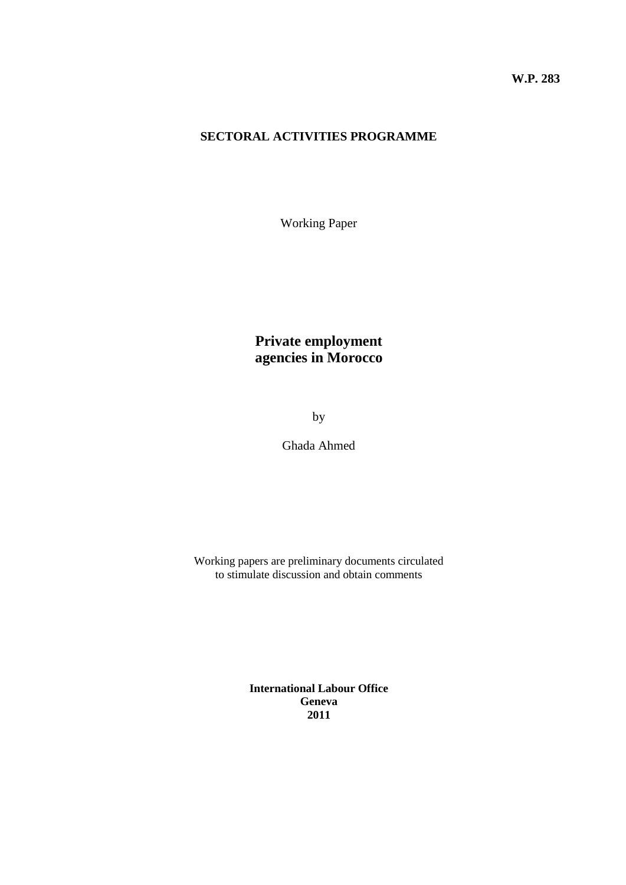**W.P. 283**

**SECTORAL ACTIVITIES PROGRAMME**

Working Paper

# Private employment agencies in Morocco

by

Ghada Ahmed

Working papers are preliminary documents circulated to stimulate discussion and obtain comments

**International Labour Office**
**Geneva**
**2011**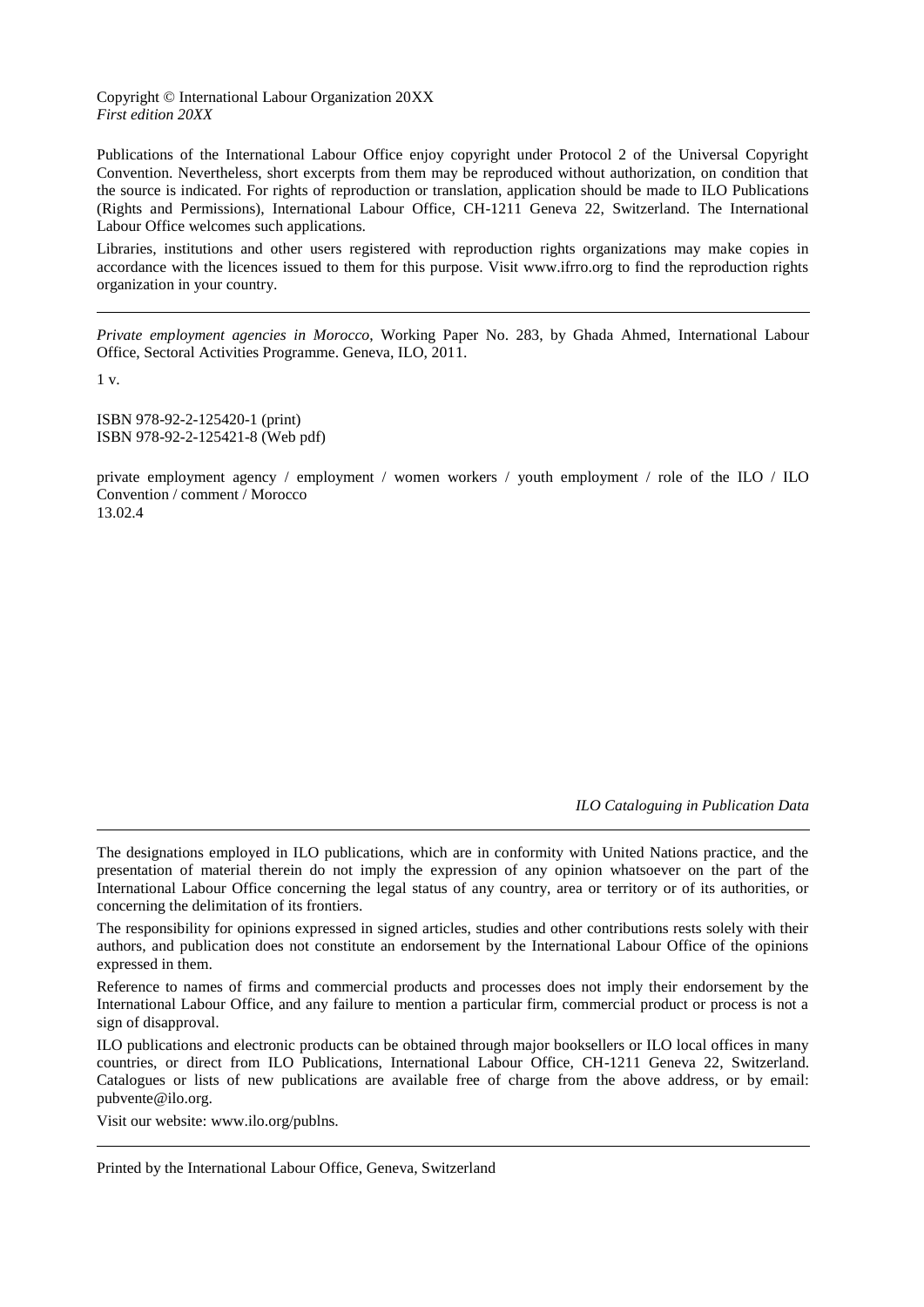Copyright © International Labour Organization 20XX
*First edition 20XX*

Publications of the International Labour Office enjoy copyright under Protocol 2 of the Universal Copyright Convention. Nevertheless, short excerpts from them may be reproduced without authorization, on condition that the source is indicated. For rights of reproduction or translation, application should be made to ILO Publications (Rights and Permissions), International Labour Office, CH-1211 Geneva 22, Switzerland. The International Labour Office welcomes such applications.

Libraries, institutions and other users registered with reproduction rights organizations may make copies in accordance with the licences issued to them for this purpose. Visit www.ifrro.org to find the reproduction rights organization in your country.

---

*Private employment agencies in Morocco*, Working Paper No. 283, by Ghada Ahmed, International Labour Office, Sectoral Activities Programme. Geneva, ILO, 2011.

1 v.

ISBN 978-92-2-125420-1 (print)
ISBN 978-92-2-125421-8 (Web pdf)

private employment agency / employment / women workers / youth employment / role of the ILO / ILO Convention / comment / Morocco
13.02.4

*ILO Cataloguing in Publication Data*

---

The designations employed in ILO publications, which are in conformity with United Nations practice, and the presentation of material therein do not imply the expression of any opinion whatsoever on the part of the International Labour Office concerning the legal status of any country, area or territory or of its authorities, or concerning the delimitation of its frontiers.

The responsibility for opinions expressed in signed articles, studies and other contributions rests solely with their authors, and publication does not constitute an endorsement by the International Labour Office of the opinions expressed in them.

Reference to names of firms and commercial products and processes does not imply their endorsement by the International Labour Office, and any failure to mention a particular firm, commercial product or process is not a sign of disapproval.

ILO publications and electronic products can be obtained through major booksellers or ILO local offices in many countries, or direct from ILO Publications, International Labour Office, CH-1211 Geneva 22, Switzerland. Catalogues or lists of new publications are available free of charge from the above address, or by email: pubvente@ilo.org.

Visit our website: www.ilo.org/publns.

---

Printed by the International Labour Office, Geneva, Switzerland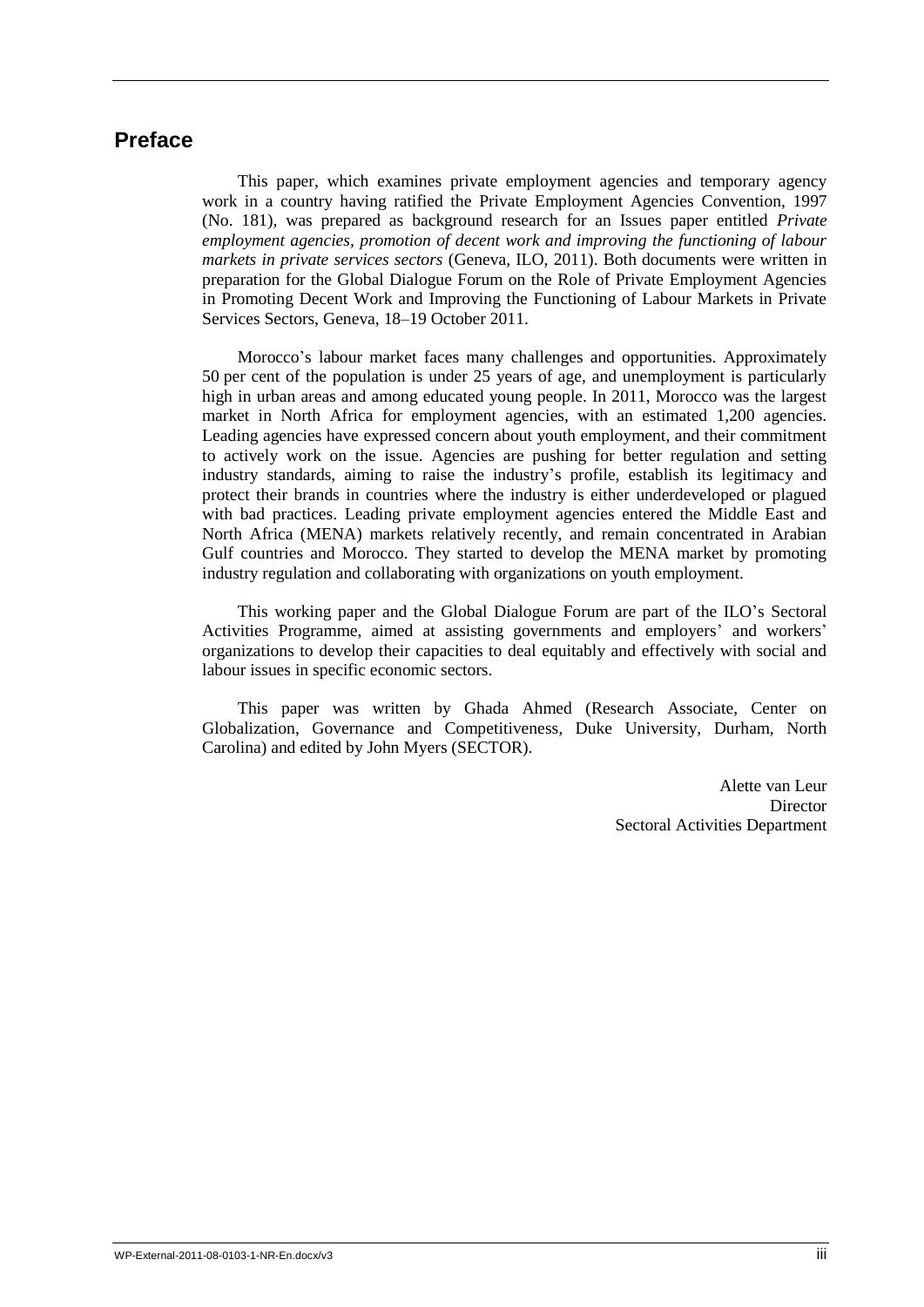# Preface

This paper, which examines private employment agencies and temporary agency work in a country having ratified the Private Employment Agencies Convention, 1997 (No. 181), was prepared as background research for an Issues paper entitled *Private employment agencies, promotion of decent work and improving the functioning of labour markets in private services sectors* (Geneva, ILO, 2011). Both documents were written in preparation for the Global Dialogue Forum on the Role of Private Employment Agencies in Promoting Decent Work and Improving the Functioning of Labour Markets in Private Services Sectors, Geneva, 18–19 October 2011.

Morocco's labour market faces many challenges and opportunities. Approximately 50 per cent of the population is under 25 years of age, and unemployment is particularly high in urban areas and among educated young people. In 2011, Morocco was the largest market in North Africa for employment agencies, with an estimated 1,200 agencies. Leading agencies have expressed concern about youth employment, and their commitment to actively work on the issue. Agencies are pushing for better regulation and setting industry standards, aiming to raise the industry's profile, establish its legitimacy and protect their brands in countries where the industry is either underdeveloped or plagued with bad practices. Leading private employment agencies entered the Middle East and North Africa (MENA) markets relatively recently, and remain concentrated in Arabian Gulf countries and Morocco. They started to develop the MENA market by promoting industry regulation and collaborating with organizations on youth employment.

This working paper and the Global Dialogue Forum are part of the ILO's Sectoral Activities Programme, aimed at assisting governments and employers' and workers' organizations to develop their capacities to deal equitably and effectively with social and labour issues in specific economic sectors.

This paper was written by Ghada Ahmed (Research Associate, Center on Globalization, Governance and Competitiveness, Duke University, Durham, North Carolina) and edited by John Myers (SECTOR).

Alette van Leur
Director
Sectoral Activities Department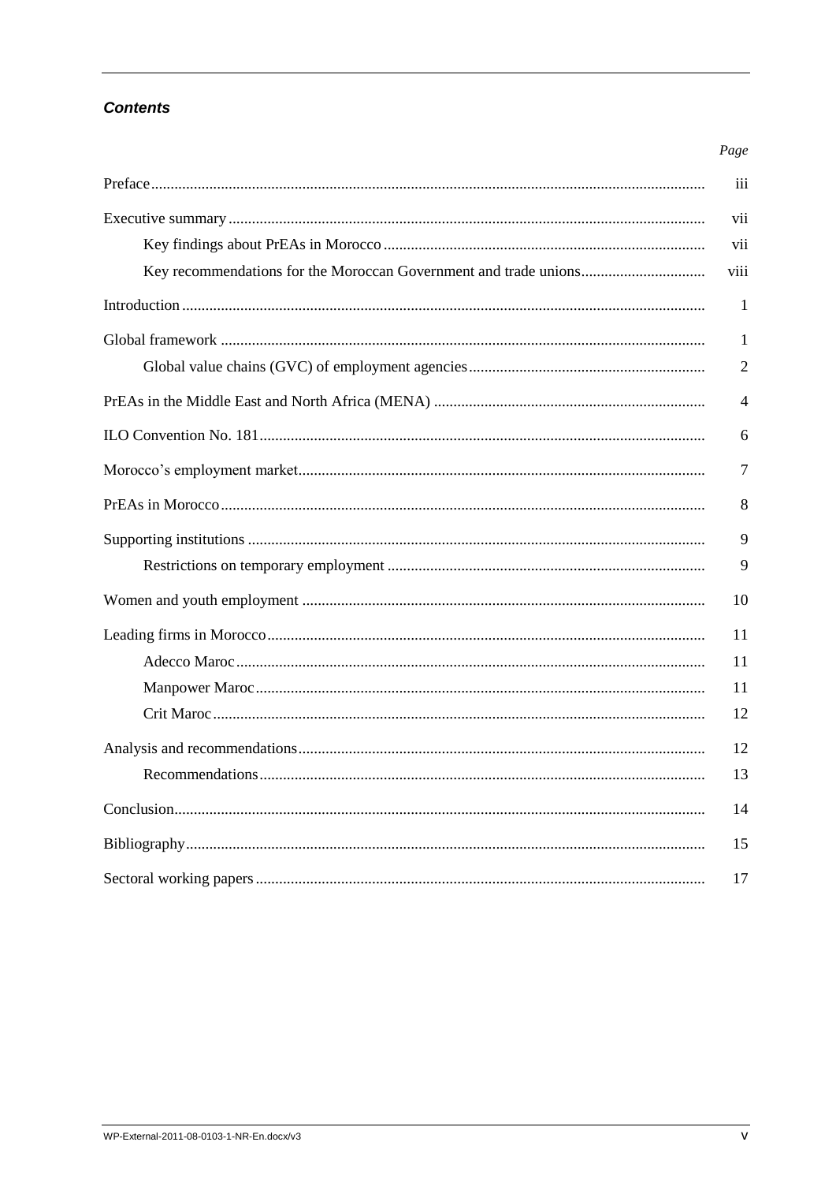## *Contents*

| | Page |
|---|---|
| Preface | iii |
| Executive summary | vii |
| Key findings about PrEAs in Morocco | vii |
| Key recommendations for the Moroccan Government and trade unions | viii |
| Introduction | 1 |
| Global framework | 1 |
| Global value chains (GVC) of employment agencies | 2 |
| PrEAs in the Middle East and North Africa (MENA) | 4 |
| ILO Convention No. 181 | 6 |
| Morocco's employment market | 7 |
| PrEAs in Morocco | 8 |
| Supporting institutions | 9 |
| Restrictions on temporary employment | 9 |
| Women and youth employment | 10 |
| Leading firms in Morocco | 11 |
| Adecco Maroc | 11 |
| Manpower Maroc | 11 |
| Crit Maroc | 12 |
| Analysis and recommendations | 12 |
| Recommendations | 13 |
| Conclusion | 14 |
| Bibliography | 15 |
| Sectoral working papers | 17 |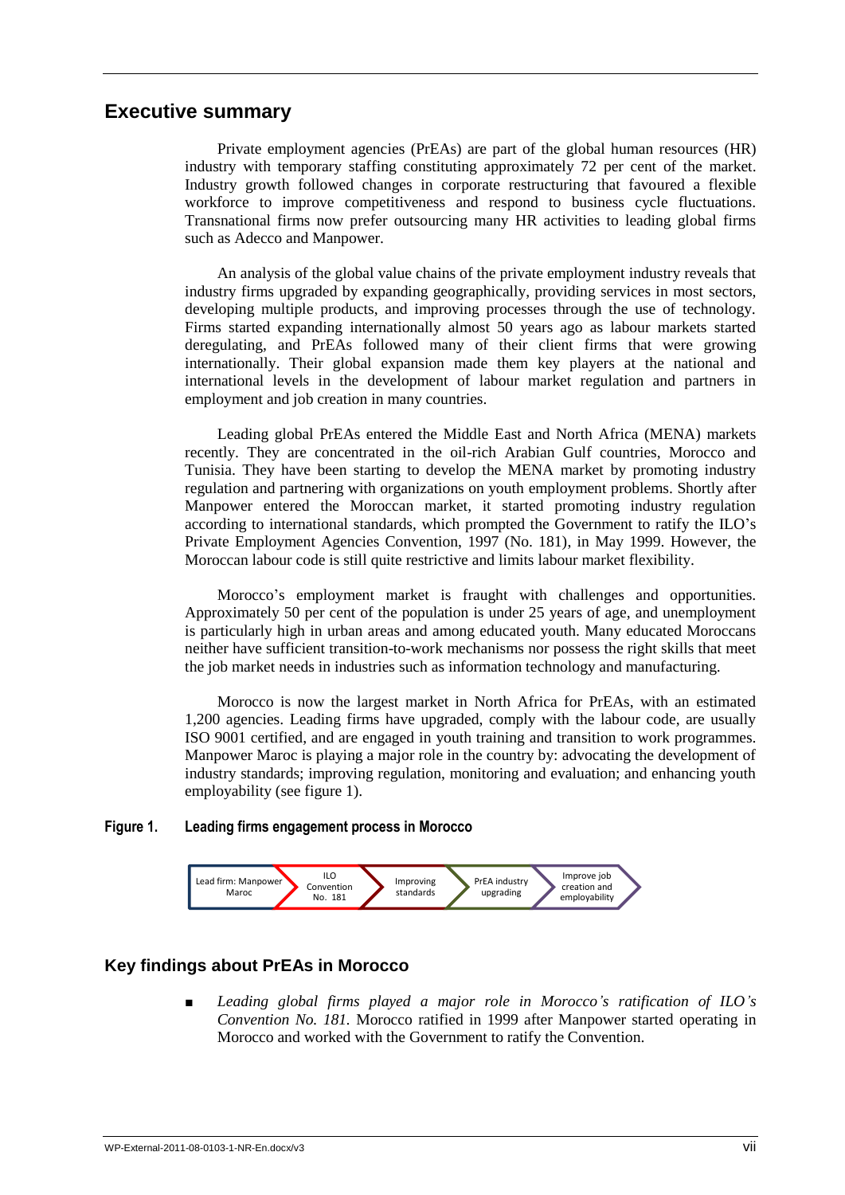## Executive summary

Private employment agencies (PrEAs) are part of the global human resources (HR) industry with temporary staffing constituting approximately 72 per cent of the market. Industry growth followed changes in corporate restructuring that favoured a flexible workforce to improve competitiveness and respond to business cycle fluctuations. Transnational firms now prefer outsourcing many HR activities to leading global firms such as Adecco and Manpower.

An analysis of the global value chains of the private employment industry reveals that industry firms upgraded by expanding geographically, providing services in most sectors, developing multiple products, and improving processes through the use of technology. Firms started expanding internationally almost 50 years ago as labour markets started deregulating, and PrEAs followed many of their client firms that were growing internationally. Their global expansion made them key players at the national and international levels in the development of labour market regulation and partners in employment and job creation in many countries.

Leading global PrEAs entered the Middle East and North Africa (MENA) markets recently. They are concentrated in the oil-rich Arabian Gulf countries, Morocco and Tunisia. They have been starting to develop the MENA market by promoting industry regulation and partnering with organizations on youth employment problems. Shortly after Manpower entered the Moroccan market, it started promoting industry regulation according to international standards, which prompted the Government to ratify the ILO's Private Employment Agencies Convention, 1997 (No. 181), in May 1999. However, the Moroccan labour code is still quite restrictive and limits labour market flexibility.

Morocco's employment market is fraught with challenges and opportunities. Approximately 50 per cent of the population is under 25 years of age, and unemployment is particularly high in urban areas and among educated youth. Many educated Moroccans neither have sufficient transition-to-work mechanisms nor possess the right skills that meet the job market needs in industries such as information technology and manufacturing.

Morocco is now the largest market in North Africa for PrEAs, with an estimated 1,200 agencies. Leading firms have upgraded, comply with the labour code, are usually ISO 9001 certified, and are engaged in youth training and transition to work programmes. Manpower Maroc is playing a major role in the country by: advocating the development of industry standards; improving regulation, monitoring and evaluation; and enhancing youth employability (see figure 1).

**Figure 1. Leading firms engagement process in Morocco**

Lead firm: Manpower Maroc → ILO Convention No. 181 → Improving standards → PrEA industry upgrading → Improve job creation and employability

### Key findings about PrEAs in Morocco

- *Leading global firms played a major role in Morocco's ratification of ILO's Convention No. 181.* Morocco ratified in 1999 after Manpower started operating in Morocco and worked with the Government to ratify the Convention.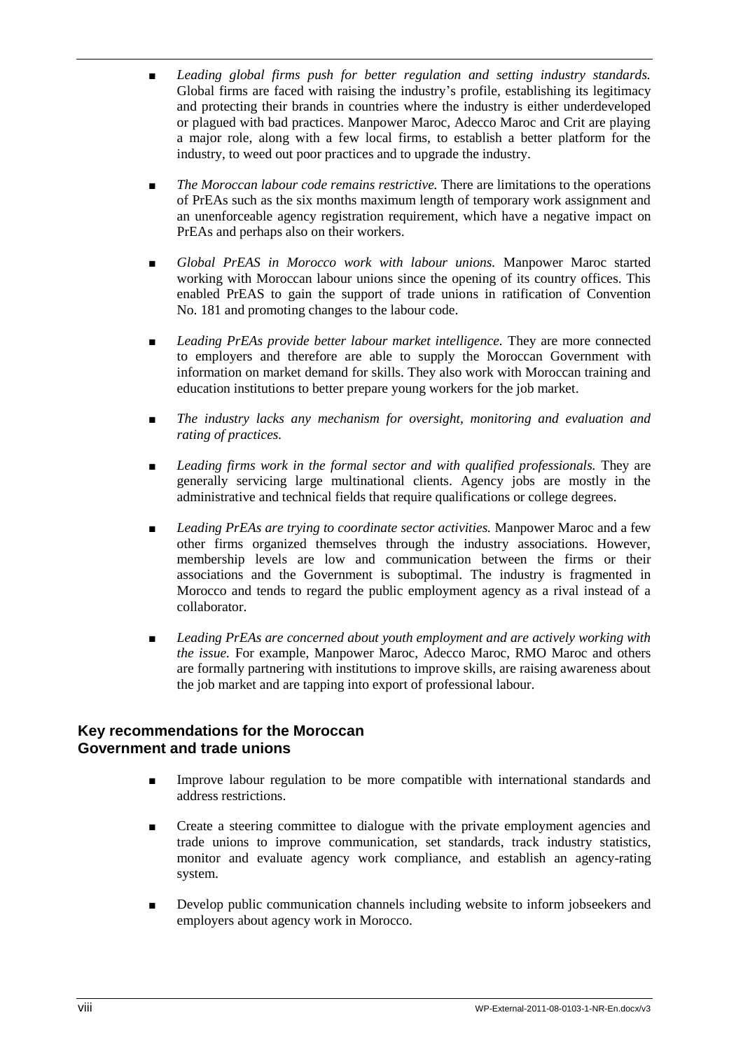- *Leading global firms push for better regulation and setting industry standards.* Global firms are faced with raising the industry's profile, establishing its legitimacy and protecting their brands in countries where the industry is either underdeveloped or plagued with bad practices. Manpower Maroc, Adecco Maroc and Crit are playing a major role, along with a few local firms, to establish a better platform for the industry, to weed out poor practices and to upgrade the industry.

- *The Moroccan labour code remains restrictive.* There are limitations to the operations of PrEAs such as the six months maximum length of temporary work assignment and an unenforceable agency registration requirement, which have a negative impact on PrEAs and perhaps also on their workers.

- *Global PrEAS in Morocco work with labour unions.* Manpower Maroc started working with Moroccan labour unions since the opening of its country offices. This enabled PrEAS to gain the support of trade unions in ratification of Convention No. 181 and promoting changes to the labour code.

- *Leading PrEAs provide better labour market intelligence.* They are more connected to employers and therefore are able to supply the Moroccan Government with information on market demand for skills. They also work with Moroccan training and education institutions to better prepare young workers for the job market.

- *The industry lacks any mechanism for oversight, monitoring and evaluation and rating of practices.*

- *Leading firms work in the formal sector and with qualified professionals.* They are generally servicing large multinational clients. Agency jobs are mostly in the administrative and technical fields that require qualifications or college degrees.

- *Leading PrEAs are trying to coordinate sector activities.* Manpower Maroc and a few other firms organized themselves through the industry associations. However, membership levels are low and communication between the firms or their associations and the Government is suboptimal. The industry is fragmented in Morocco and tends to regard the public employment agency as a rival instead of a collaborator.

- *Leading PrEAs are concerned about youth employment and are actively working with the issue.* For example, Manpower Maroc, Adecco Maroc, RMO Maroc and others are formally partnering with institutions to improve skills, are raising awareness about the job market and are tapping into export of professional labour.

### Key recommendations for the Moroccan Government and trade unions

- Improve labour regulation to be more compatible with international standards and address restrictions.

- Create a steering committee to dialogue with the private employment agencies and trade unions to improve communication, set standards, track industry statistics, monitor and evaluate agency work compliance, and establish an agency-rating system.

- Develop public communication channels including website to inform jobseekers and employers about agency work in Morocco.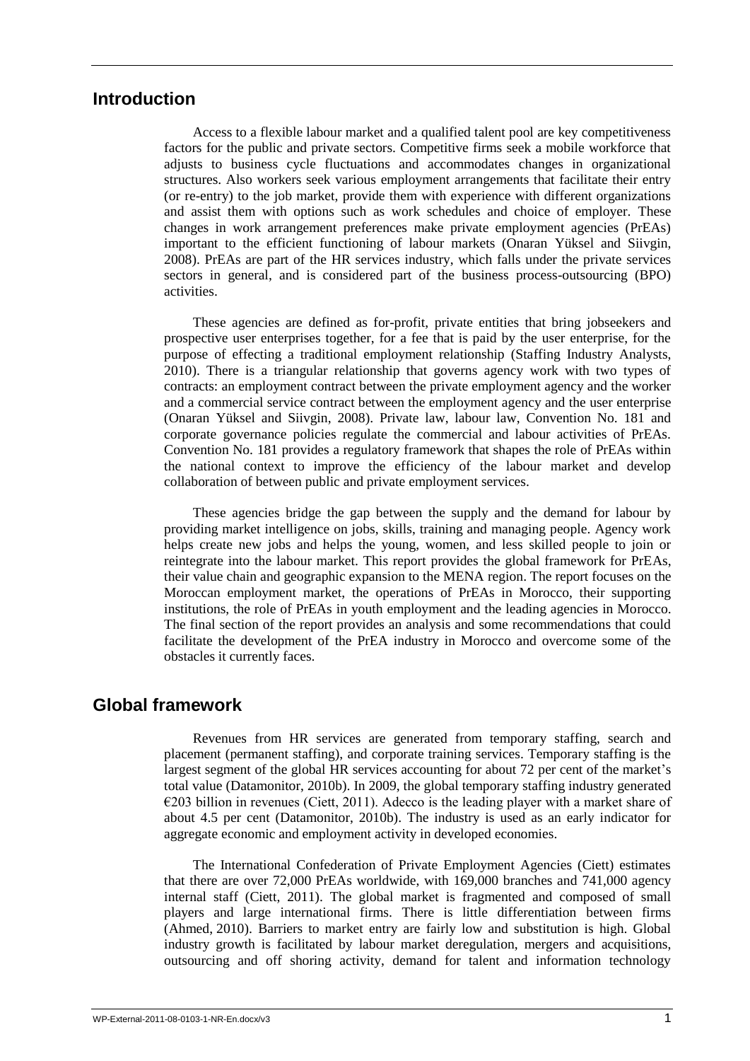## Introduction

Access to a flexible labour market and a qualified talent pool are key competitiveness factors for the public and private sectors. Competitive firms seek a mobile workforce that adjusts to business cycle fluctuations and accommodates changes in organizational structures. Also workers seek various employment arrangements that facilitate their entry (or re-entry) to the job market, provide them with experience with different organizations and assist them with options such as work schedules and choice of employer. These changes in work arrangement preferences make private employment agencies (PrEAs) important to the efficient functioning of labour markets (Onaran Yüksel and Siivgin, 2008). PrEAs are part of the HR services industry, which falls under the private services sectors in general, and is considered part of the business process-outsourcing (BPO) activities.

These agencies are defined as for-profit, private entities that bring jobseekers and prospective user enterprises together, for a fee that is paid by the user enterprise, for the purpose of effecting a traditional employment relationship (Staffing Industry Analysts, 2010). There is a triangular relationship that governs agency work with two types of contracts: an employment contract between the private employment agency and the worker and a commercial service contract between the employment agency and the user enterprise (Onaran Yüksel and Siivgin, 2008). Private law, labour law, Convention No. 181 and corporate governance policies regulate the commercial and labour activities of PrEAs. Convention No. 181 provides a regulatory framework that shapes the role of PrEAs within the national context to improve the efficiency of the labour market and develop collaboration of between public and private employment services.

These agencies bridge the gap between the supply and the demand for labour by providing market intelligence on jobs, skills, training and managing people. Agency work helps create new jobs and helps the young, women, and less skilled people to join or reintegrate into the labour market. This report provides the global framework for PrEAs, their value chain and geographic expansion to the MENA region. The report focuses on the Moroccan employment market, the operations of PrEAs in Morocco, their supporting institutions, the role of PrEAs in youth employment and the leading agencies in Morocco. The final section of the report provides an analysis and some recommendations that could facilitate the development of the PrEA industry in Morocco and overcome some of the obstacles it currently faces.

## Global framework

Revenues from HR services are generated from temporary staffing, search and placement (permanent staffing), and corporate training services. Temporary staffing is the largest segment of the global HR services accounting for about 72 per cent of the market's total value (Datamonitor, 2010b). In 2009, the global temporary staffing industry generated €203 billion in revenues (Ciett, 2011). Adecco is the leading player with a market share of about 4.5 per cent (Datamonitor, 2010b). The industry is used as an early indicator for aggregate economic and employment activity in developed economies.

The International Confederation of Private Employment Agencies (Ciett) estimates that there are over 72,000 PrEAs worldwide, with 169,000 branches and 741,000 agency internal staff (Ciett, 2011). The global market is fragmented and composed of small players and large international firms. There is little differentiation between firms (Ahmed, 2010). Barriers to market entry are fairly low and substitution is high. Global industry growth is facilitated by labour market deregulation, mergers and acquisitions, outsourcing and off shoring activity, demand for talent and information technology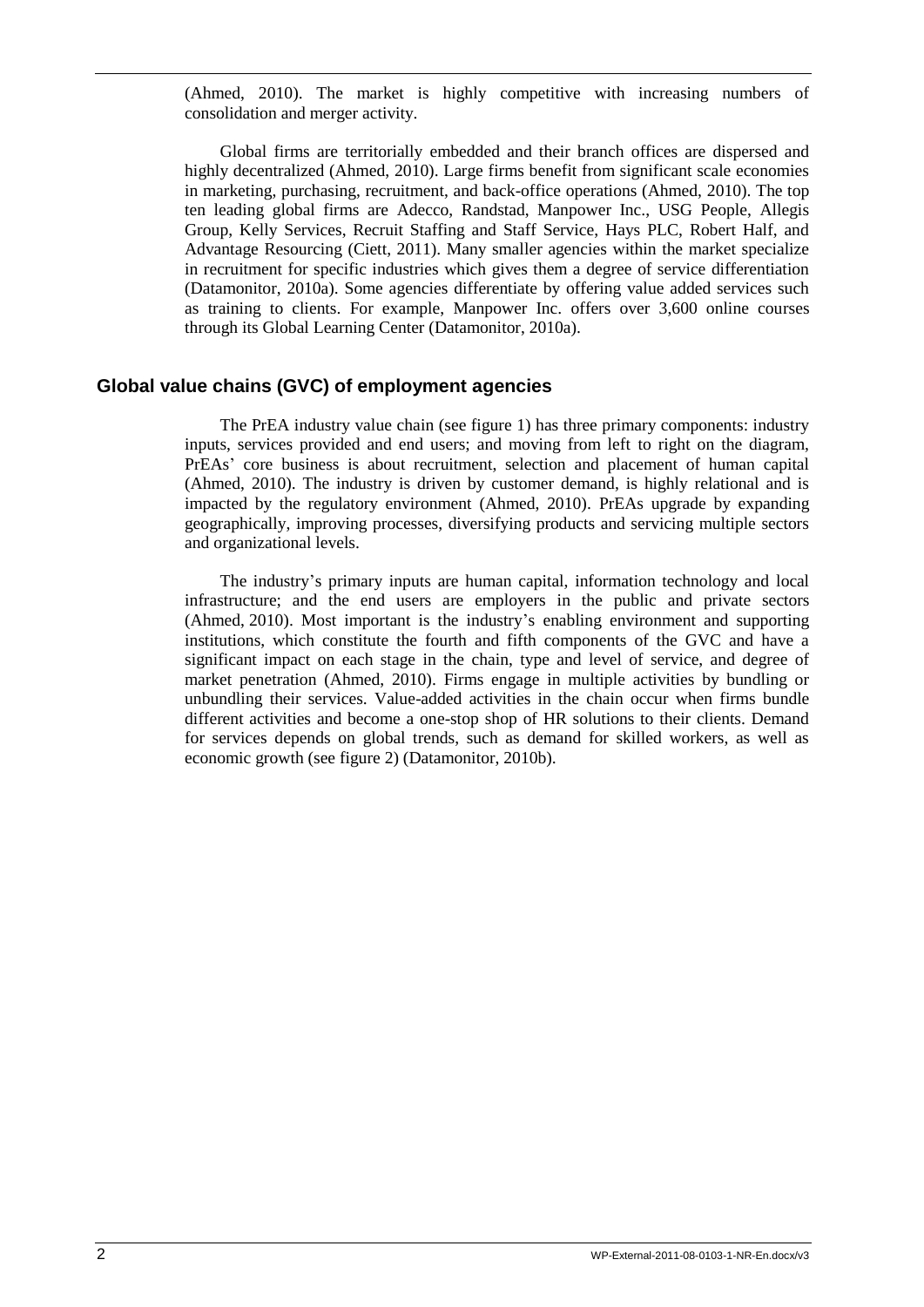(Ahmed, 2010). The market is highly competitive with increasing numbers of consolidation and merger activity.

Global firms are territorially embedded and their branch offices are dispersed and highly decentralized (Ahmed, 2010). Large firms benefit from significant scale economies in marketing, purchasing, recruitment, and back-office operations (Ahmed, 2010). The top ten leading global firms are Adecco, Randstad, Manpower Inc., USG People, Allegis Group, Kelly Services, Recruit Staffing and Staff Service, Hays PLC, Robert Half, and Advantage Resourcing (Ciett, 2011). Many smaller agencies within the market specialize in recruitment for specific industries which gives them a degree of service differentiation (Datamonitor, 2010a). Some agencies differentiate by offering value added services such as training to clients. For example, Manpower Inc. offers over 3,600 online courses through its Global Learning Center (Datamonitor, 2010a).

## Global value chains (GVC) of employment agencies

The PrEA industry value chain (see figure 1) has three primary components: industry inputs, services provided and end users; and moving from left to right on the diagram, PrEAs' core business is about recruitment, selection and placement of human capital (Ahmed, 2010). The industry is driven by customer demand, is highly relational and is impacted by the regulatory environment (Ahmed, 2010). PrEAs upgrade by expanding geographically, improving processes, diversifying products and servicing multiple sectors and organizational levels.

The industry's primary inputs are human capital, information technology and local infrastructure; and the end users are employers in the public and private sectors (Ahmed, 2010). Most important is the industry's enabling environment and supporting institutions, which constitute the fourth and fifth components of the GVC and have a significant impact on each stage in the chain, type and level of service, and degree of market penetration (Ahmed, 2010). Firms engage in multiple activities by bundling or unbundling their services. Value-added activities in the chain occur when firms bundle different activities and become a one-stop shop of HR solutions to their clients. Demand for services depends on global trends, such as demand for skilled workers, as well as economic growth (see figure 2) (Datamonitor, 2010b).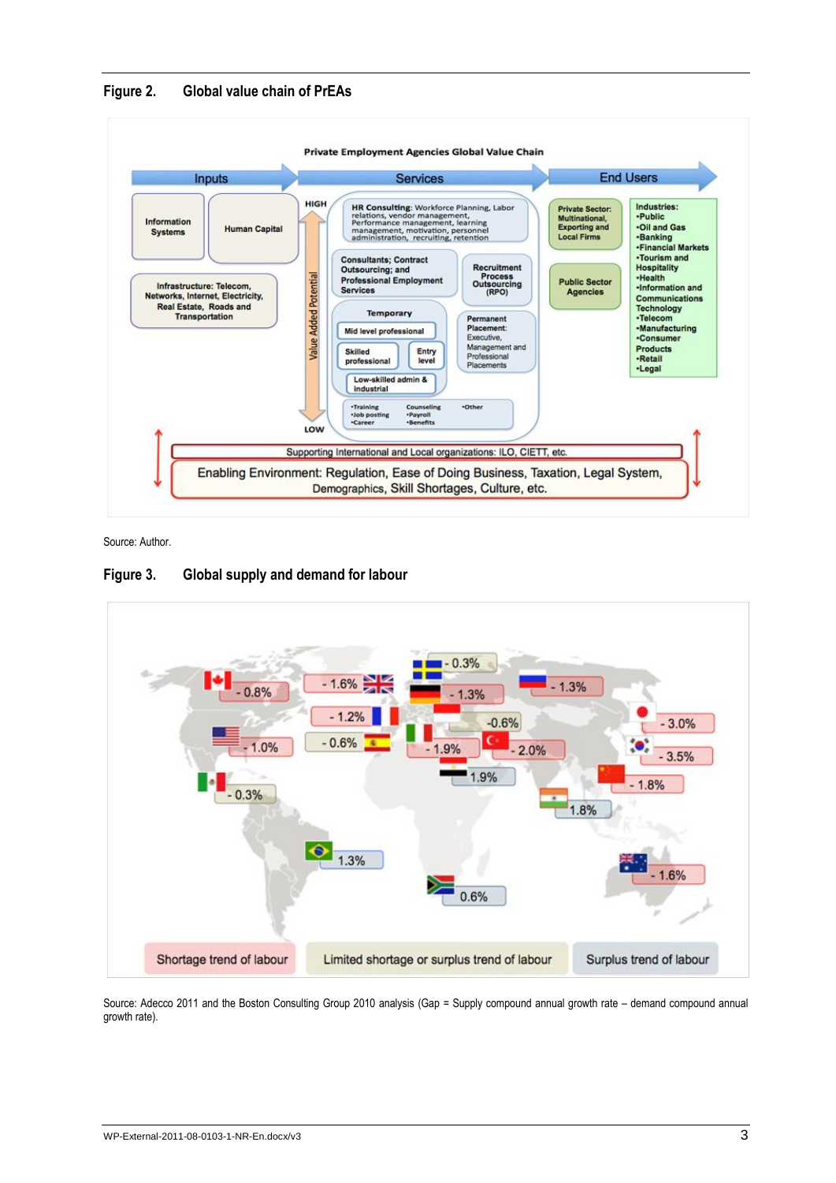**Figure 2. Global value chain of PrEAs**

Private Employment Agencies Global Value Chain

| Inputs | Services | End Users |
|---|---|---|
| Information Systems; Human Capital; Infrastructure: Telecom, Networks, Internet, Electricity, Real Estate, Roads and Transportation | HIGH – Value Added Potential – LOW | Private Sector: Multinational, Exporting and Local Firms; Public Sector Agencies |

Services:

- **HR Consulting**: Workforce Planning, Labor relations, vendor management, learning Performance management, motivation, personnel management, administration, recruiting, retention
- Consultants; Contract Outsourcing; and Professional Employment Services
- Recruitment Process Outsourcing (RPO)
- Temporary: Mid level professional; Skilled professional; Entry level; Low-skilled admin & industrial
- Permanent Placement: Executive, Management and Professional Placements
- •Training •Job posting •Career; Counseling •Payroll •Benefits; •Other

Industries: •Public •Oil and Gas •Banking •Financial Markets •Tourism and Hospitality •Health •Information and Communications Technology •Telecom •Manufacturing •Consumer Products •Retail •Legal

Supporting International and Local organizations: ILO, CIETT, etc.

Enabling Environment: Regulation, Ease of Doing Business, Taxation, Legal System, Demographics, Skill Shortages, Culture, etc.

Source: Author.

**Figure 3. Global supply and demand for labour**

| Country | Gap |
|---|---|
| Canada | - 0.8% |
| United States | - 1.0% |
| Mexico | - 0.3% |
| United Kingdom | - 1.6% |
| France | - 1.2% |
| Spain | - 0.6% |
| Sweden | - 0.3% |
| Germany | - 1.3% |
| Poland | -0.6% |
| Italy | - 1.9% |
| Turkey | - 2.0% |
| Egypt | 1.9% |
| Russia | - 1.3% |
| Japan | - 3.0% |
| South Korea | - 3.5% |
| China | - 1.8% |
| India | 1.8% |
| Brazil | 1.3% |
| South Africa | 0.6% |
| Australia | - 1.6% |

Shortage trend of labour | Limited shortage or surplus trend of labour | Surplus trend of labour

Source: Adecco 2011 and the Boston Consulting Group 2010 analysis (Gap = Supply compound annual growth rate – demand compound annual growth rate).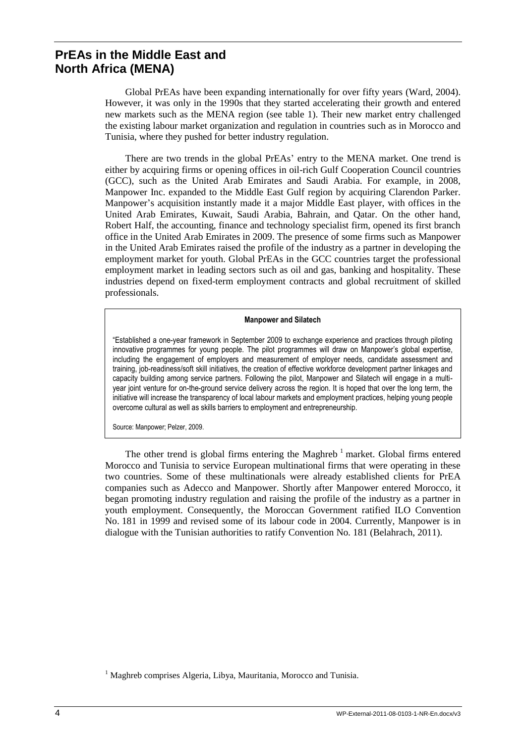## PrEAs in the Middle East and North Africa (MENA)

Global PrEAs have been expanding internationally for over fifty years (Ward, 2004). However, it was only in the 1990s that they started accelerating their growth and entered new markets such as the MENA region (see table 1). Their new market entry challenged the existing labour market organization and regulation in countries such as in Morocco and Tunisia, where they pushed for better industry regulation.

There are two trends in the global PrEAs' entry to the MENA market. One trend is either by acquiring firms or opening offices in oil-rich Gulf Cooperation Council countries (GCC), such as the United Arab Emirates and Saudi Arabia. For example, in 2008, Manpower Inc. expanded to the Middle East Gulf region by acquiring Clarendon Parker. Manpower's acquisition instantly made it a major Middle East player, with offices in the United Arab Emirates, Kuwait, Saudi Arabia, Bahrain, and Qatar. On the other hand, Robert Half, the accounting, finance and technology specialist firm, opened its first branch office in the United Arab Emirates in 2009. The presence of some firms such as Manpower in the United Arab Emirates raised the profile of the industry as a partner in developing the employment market for youth. Global PrEAs in the GCC countries target the professional employment market in leading sectors such as oil and gas, banking and hospitality. These industries depend on fixed-term employment contracts and global recruitment of skilled professionals.

> **Manpower and Silatech**
>
> "Established a one-year framework in September 2009 to exchange experience and practices through piloting innovative programmes for young people. The pilot programmes will draw on Manpower's global expertise, including the engagement of employers and measurement of employer needs, candidate assessment and training, job-readiness/soft skill initiatives, the creation of effective workforce development partner linkages and capacity building among service partners. Following the pilot, Manpower and Silatech will engage in a multi-year joint venture for on-the-ground service delivery across the region. It is hoped that over the long term, the initiative will increase the transparency of local labour markets and employment practices, helping young people overcome cultural as well as skills barriers to employment and entrepreneurship.
>
> Source: Manpower; Pelzer, 2009.

The other trend is global firms entering the Maghreb [1] market. Global firms entered Morocco and Tunisia to service European multinational firms that were operating in these two countries. Some of these multinationals were already established clients for PrEA companies such as Adecco and Manpower. Shortly after Manpower entered Morocco, it began promoting industry regulation and raising the profile of the industry as a partner in youth employment. Consequently, the Moroccan Government ratified ILO Convention No. 181 in 1999 and revised some of its labour code in 2004. Currently, Manpower is in dialogue with the Tunisian authorities to ratify Convention No. 181 (Belahrach, 2011).

[1] Maghreb comprises Algeria, Libya, Mauritania, Morocco and Tunisia.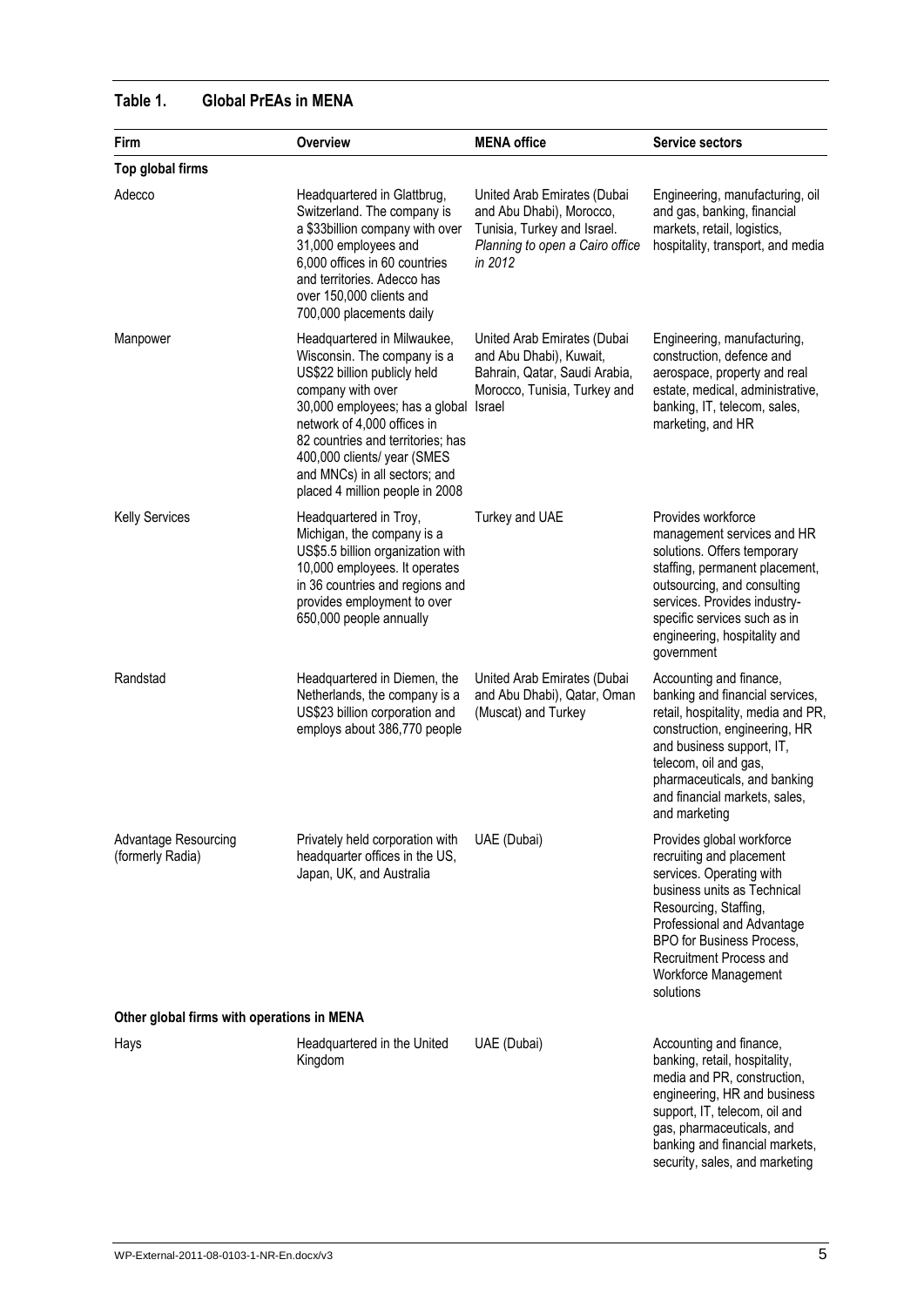**Table 1. Global PrEAs in MENA**

| Firm | Overview | MENA office | Service sectors |
|---|---|---|---|
| **Top global firms** | | | |
| Adecco | Headquartered in Glattbrug, Switzerland. The company is a $33billion company with over 31,000 employees and 6,000 offices in 60 countries and territories. Adecco has over 150,000 clients and 700,000 placements daily | United Arab Emirates (Dubai and Abu Dhabi), Morocco, Tunisia, Turkey and Israel. *Planning to open a Cairo office in 2012* | Engineering, manufacturing, oil and gas, banking, financial markets, retail, logistics, hospitality, transport, and media |
| Manpower | Headquartered in Milwaukee, Wisconsin. The company is a US$22 billion publicly held company with over 30,000 employees; has a global network of 4,000 offices in 82 countries and territories; has 400,000 clients/ year (SMES and MNCs) in all sectors; and placed 4 million people in 2008 | United Arab Emirates (Dubai and Abu Dhabi), Kuwait, Bahrain, Qatar, Saudi Arabia, Morocco, Tunisia, Turkey and Israel | Engineering, manufacturing, construction, defence and aerospace, property and real estate, medical, administrative, banking, IT, telecom, sales, marketing, and HR |
| Kelly Services | Headquartered in Troy, Michigan, the company is a US$5.5 billion organization with 10,000 employees. It operates in 36 countries and regions and provides employment to over 650,000 people annually | Turkey and UAE | Provides workforce management services and HR solutions. Offers temporary staffing, permanent placement, outsourcing, and consulting services. Provides industry-specific services such as in engineering, hospitality and government |
| Randstad | Headquartered in Diemen, the Netherlands, the company is a US$23 billion corporation and employs about 386,770 people | United Arab Emirates (Dubai and Abu Dhabi), Qatar, Oman (Muscat) and Turkey | Accounting and finance, banking and financial services, retail, hospitality, media and PR, construction, engineering, HR and business support, IT, telecom, oil and gas, pharmaceuticals, and banking and financial markets, sales, and marketing |
| Advantage Resourcing (formerly Radia) | Privately held corporation with headquarter offices in the US, Japan, UK, and Australia | UAE (Dubai) | Provides global workforce recruiting and placement services. Operating with business units as Technical Resourcing, Staffing, Professional and Advantage BPO for Business Process, Recruitment Process and Workforce Management solutions |
| **Other global firms with operations in MENA** | | | |
| Hays | Headquartered in the United Kingdom | UAE (Dubai) | Accounting and finance, banking, retail, hospitality, media and PR, construction, engineering, HR and business support, IT, telecom, oil and gas, pharmaceuticals, and banking and financial markets, security, sales, and marketing |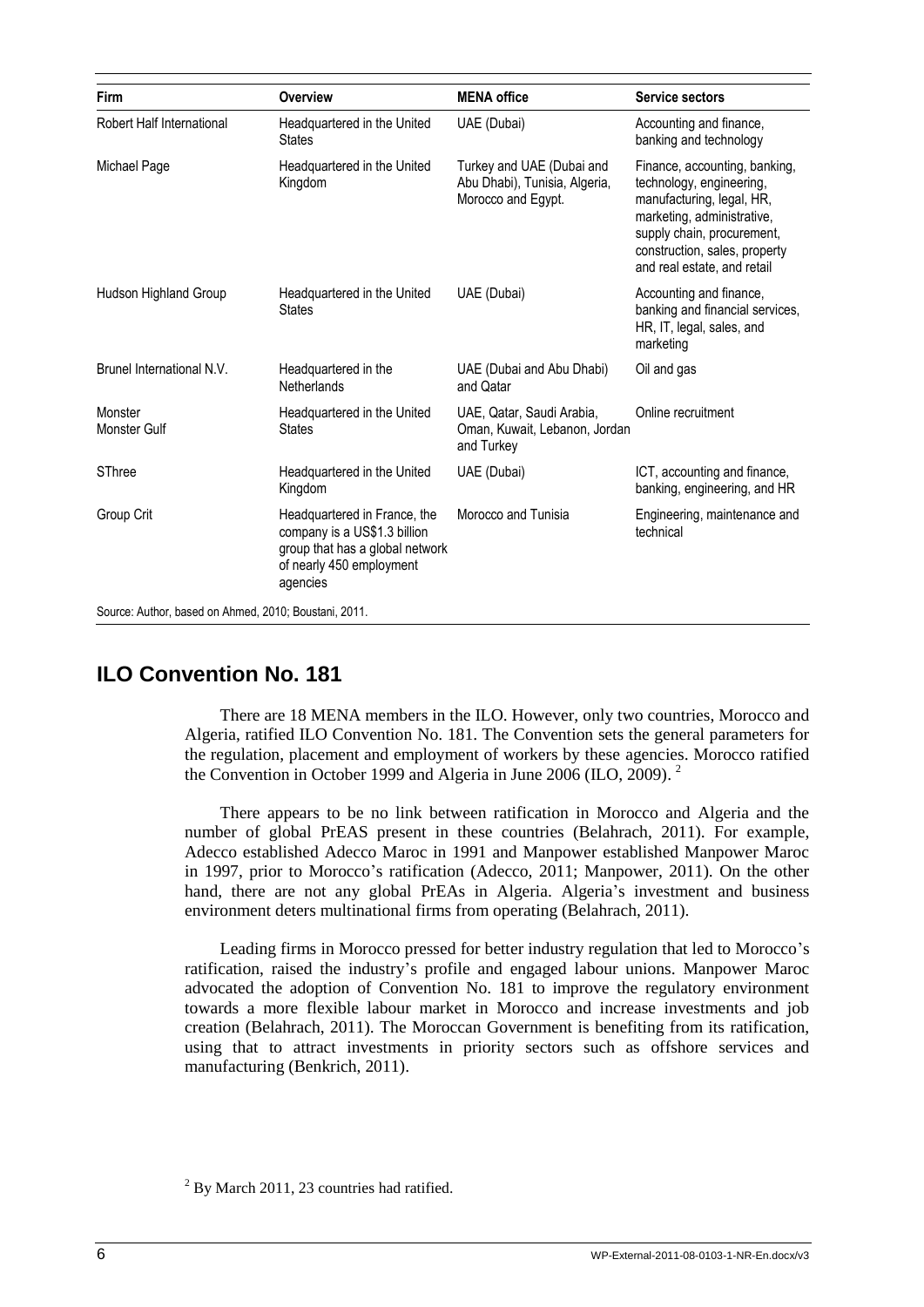| Firm | Overview | MENA office | Service sectors |
|---|---|---|---|
| Robert Half International | Headquartered in the United States | UAE (Dubai) | Accounting and finance, banking and technology |
| Michael Page | Headquartered in the United Kingdom | Turkey and UAE (Dubai and Abu Dhabi), Tunisia, Algeria, Morocco and Egypt. | Finance, accounting, banking, technology, engineering, manufacturing, legal, HR, marketing, administrative, supply chain, procurement, construction, sales, property and real estate, and retail |
| Hudson Highland Group | Headquartered in the United States | UAE (Dubai) | Accounting and finance, banking and financial services, HR, IT, legal, sales, and marketing |
| Brunel International N.V. | Headquartered in the Netherlands | UAE (Dubai and Abu Dhabi) and Qatar | Oil and gas |
| Monster Monster Gulf | Headquartered in the United States | UAE, Qatar, Saudi Arabia, Oman, Kuwait, Lebanon, Jordan and Turkey | Online recruitment |
| SThree | Headquartered in the United Kingdom | UAE (Dubai) | ICT, accounting and finance, banking, engineering, and HR |
| Group Crit | Headquartered in France, the company is a US$1.3 billion group that has a global network of nearly 450 employment agencies | Morocco and Tunisia | Engineering, maintenance and technical |

Source: Author, based on Ahmed, 2010; Boustani, 2011.

## ILO Convention No. 181

There are 18 MENA members in the ILO. However, only two countries, Morocco and Algeria, ratified ILO Convention No. 181. The Convention sets the general parameters for the regulation, placement and employment of workers by these agencies. Morocco ratified the Convention in October 1999 and Algeria in June 2006 (ILO, 2009).[2]

There appears to be no link between ratification in Morocco and Algeria and the number of global PrEAS present in these countries (Belahrach, 2011). For example, Adecco established Adecco Maroc in 1991 and Manpower established Manpower Maroc in 1997, prior to Morocco's ratification (Adecco, 2011; Manpower, 2011). On the other hand, there are not any global PrEAs in Algeria. Algeria's investment and business environment deters multinational firms from operating (Belahrach, 2011).

Leading firms in Morocco pressed for better industry regulation that led to Morocco's ratification, raised the industry's profile and engaged labour unions. Manpower Maroc advocated the adoption of Convention No. 181 to improve the regulatory environment towards a more flexible labour market in Morocco and increase investments and job creation (Belahrach, 2011). The Moroccan Government is benefiting from its ratification, using that to attract investments in priority sectors such as offshore services and manufacturing (Benkrich, 2011).

[2] By March 2011, 23 countries had ratified.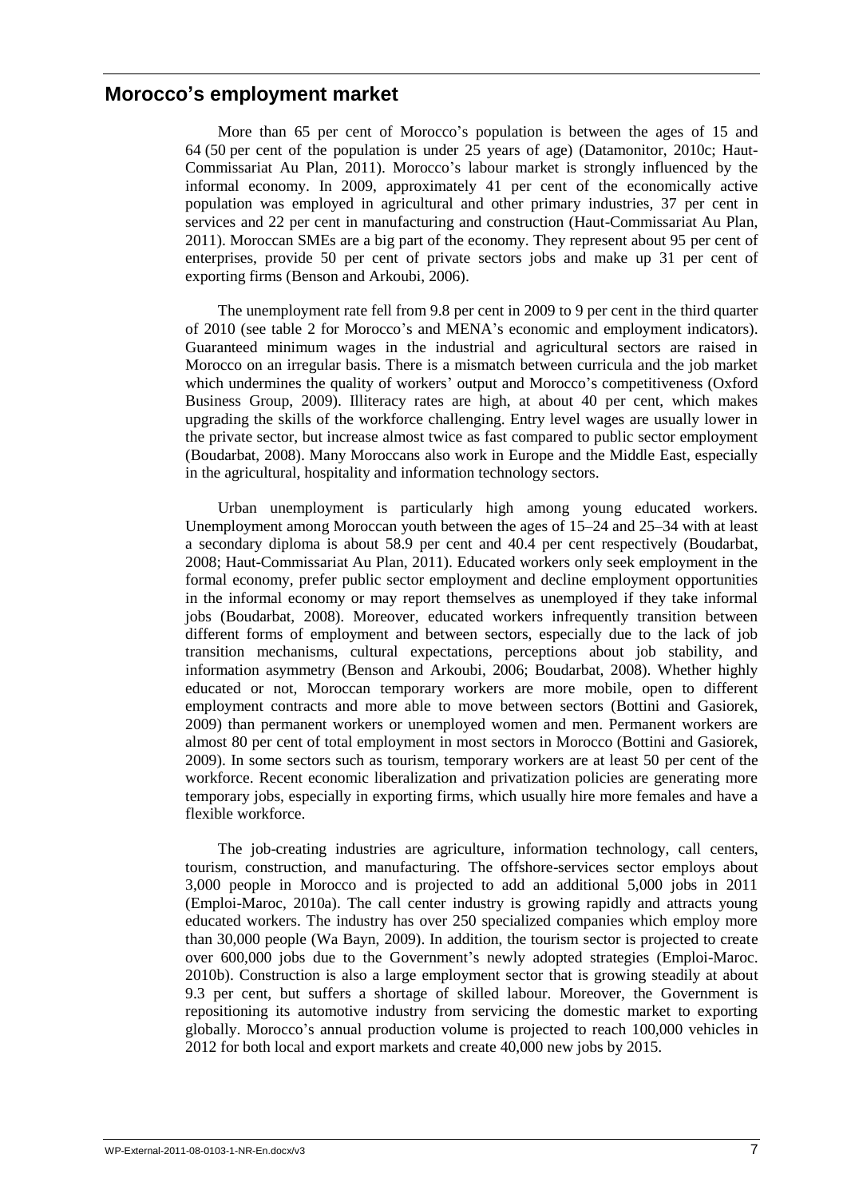## Morocco's employment market

More than 65 per cent of Morocco's population is between the ages of 15 and 64 (50 per cent of the population is under 25 years of age) (Datamonitor, 2010c; Haut-Commissariat Au Plan, 2011). Morocco's labour market is strongly influenced by the informal economy. In 2009, approximately 41 per cent of the economically active population was employed in agricultural and other primary industries, 37 per cent in services and 22 per cent in manufacturing and construction (Haut-Commissariat Au Plan, 2011). Moroccan SMEs are a big part of the economy. They represent about 95 per cent of enterprises, provide 50 per cent of private sectors jobs and make up 31 per cent of exporting firms (Benson and Arkoubi, 2006).

The unemployment rate fell from 9.8 per cent in 2009 to 9 per cent in the third quarter of 2010 (see table 2 for Morocco's and MENA's economic and employment indicators). Guaranteed minimum wages in the industrial and agricultural sectors are raised in Morocco on an irregular basis. There is a mismatch between curricula and the job market which undermines the quality of workers' output and Morocco's competitiveness (Oxford Business Group, 2009). Illiteracy rates are high, at about 40 per cent, which makes upgrading the skills of the workforce challenging. Entry level wages are usually lower in the private sector, but increase almost twice as fast compared to public sector employment (Boudarbat, 2008). Many Moroccans also work in Europe and the Middle East, especially in the agricultural, hospitality and information technology sectors.

Urban unemployment is particularly high among young educated workers. Unemployment among Moroccan youth between the ages of 15–24 and 25–34 with at least a secondary diploma is about 58.9 per cent and 40.4 per cent respectively (Boudarbat, 2008; Haut-Commissariat Au Plan, 2011). Educated workers only seek employment in the formal economy, prefer public sector employment and decline employment opportunities in the informal economy or may report themselves as unemployed if they take informal jobs (Boudarbat, 2008). Moreover, educated workers infrequently transition between different forms of employment and between sectors, especially due to the lack of job transition mechanisms, cultural expectations, perceptions about job stability, and information asymmetry (Benson and Arkoubi, 2006; Boudarbat, 2008). Whether highly educated or not, Moroccan temporary workers are more mobile, open to different employment contracts and more able to move between sectors (Bottini and Gasiorek, 2009) than permanent workers or unemployed women and men. Permanent workers are almost 80 per cent of total employment in most sectors in Morocco (Bottini and Gasiorek, 2009). In some sectors such as tourism, temporary workers are at least 50 per cent of the workforce. Recent economic liberalization and privatization policies are generating more temporary jobs, especially in exporting firms, which usually hire more females and have a flexible workforce.

The job-creating industries are agriculture, information technology, call centers, tourism, construction, and manufacturing. The offshore-services sector employs about 3,000 people in Morocco and is projected to add an additional 5,000 jobs in 2011 (Emploi-Maroc, 2010a). The call center industry is growing rapidly and attracts young educated workers. The industry has over 250 specialized companies which employ more than 30,000 people (Wa Bayn, 2009). In addition, the tourism sector is projected to create over 600,000 jobs due to the Government's newly adopted strategies (Emploi-Maroc. 2010b). Construction is also a large employment sector that is growing steadily at about 9.3 per cent, but suffers a shortage of skilled labour. Moreover, the Government is repositioning its automotive industry from servicing the domestic market to exporting globally. Morocco's annual production volume is projected to reach 100,000 vehicles in 2012 for both local and export markets and create 40,000 new jobs by 2015.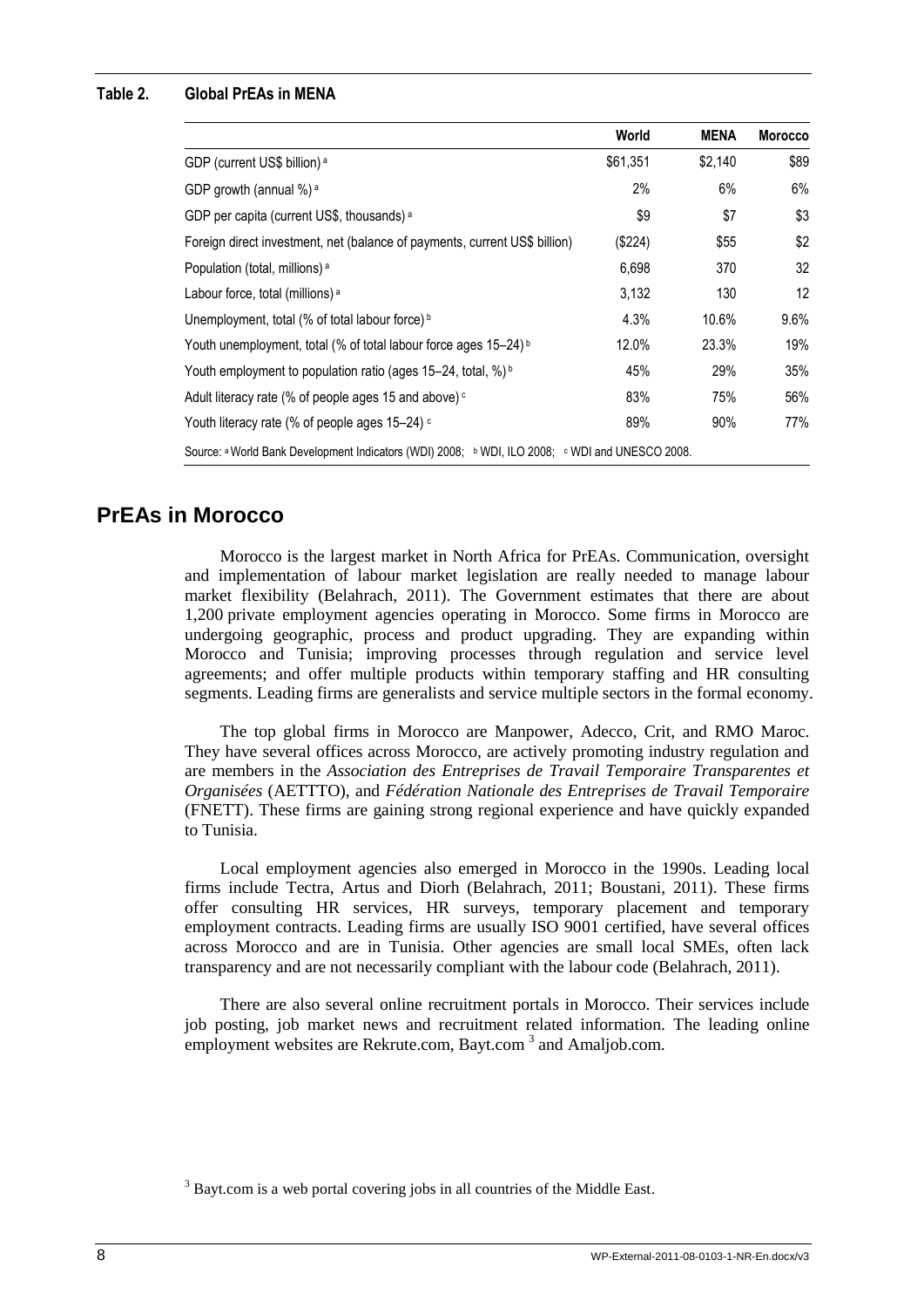**Table 2. Global PrEAs in MENA**

| | World | MENA | Morocco |
|---|---|---|---|
| GDP (current US$ billion) [a] | $61,351 | $2,140 | $89 |
| GDP growth (annual %) [a] | 2% | 6% | 6% |
| GDP per capita (current US$, thousands) [a] | $9 | $7 | $3 |
| Foreign direct investment, net (balance of payments, current US$ billion) | ($224) | $55 | $2 |
| Population (total, millions) [a] | 6,698 | 370 | 32 |
| Labour force, total (millions) [a] | 3,132 | 130 | 12 |
| Unemployment, total (% of total labour force) [b] | 4.3% | 10.6% | 9.6% |
| Youth unemployment, total (% of total labour force ages 15–24) [b] | 12.0% | 23.3% | 19% |
| Youth employment to population ratio (ages 15–24, total, %) [b] | 45% | 29% | 35% |
| Adult literacy rate (% of people ages 15 and above) [c] | 83% | 75% | 56% |
| Youth literacy rate (% of people ages 15–24) [c] | 89% | 90% | 77% |

Source: [a] World Bank Development Indicators (WDI) 2008; [b] WDI, ILO 2008; [c] WDI and UNESCO 2008.

## PrEAs in Morocco

Morocco is the largest market in North Africa for PrEAs. Communication, oversight and implementation of labour market legislation are really needed to manage labour market flexibility (Belahrach, 2011). The Government estimates that there are about 1,200 private employment agencies operating in Morocco. Some firms in Morocco are undergoing geographic, process and product upgrading. They are expanding within Morocco and Tunisia; improving processes through regulation and service level agreements; and offer multiple products within temporary staffing and HR consulting segments. Leading firms are generalists and service multiple sectors in the formal economy.

The top global firms in Morocco are Manpower, Adecco, Crit, and RMO Maroc. They have several offices across Morocco, are actively promoting industry regulation and are members in the *Association des Entreprises de Travail Temporaire Transparentes et Organisées* (AETTTO), and *Fédération Nationale des Entreprises de Travail Temporaire* (FNETT). These firms are gaining strong regional experience and have quickly expanded to Tunisia.

Local employment agencies also emerged in Morocco in the 1990s. Leading local firms include Tectra, Artus and Diorh (Belahrach, 2011; Boustani, 2011). These firms offer consulting HR services, HR surveys, temporary placement and temporary employment contracts. Leading firms are usually ISO 9001 certified, have several offices across Morocco and are in Tunisia. Other agencies are small local SMEs, often lack transparency and are not necessarily compliant with the labour code (Belahrach, 2011).

There are also several online recruitment portals in Morocco. Their services include job posting, job market news and recruitment related information. The leading online employment websites are Rekrute.com, Bayt.com [3] and Amaljob.com.

[3] Bayt.com is a web portal covering jobs in all countries of the Middle East.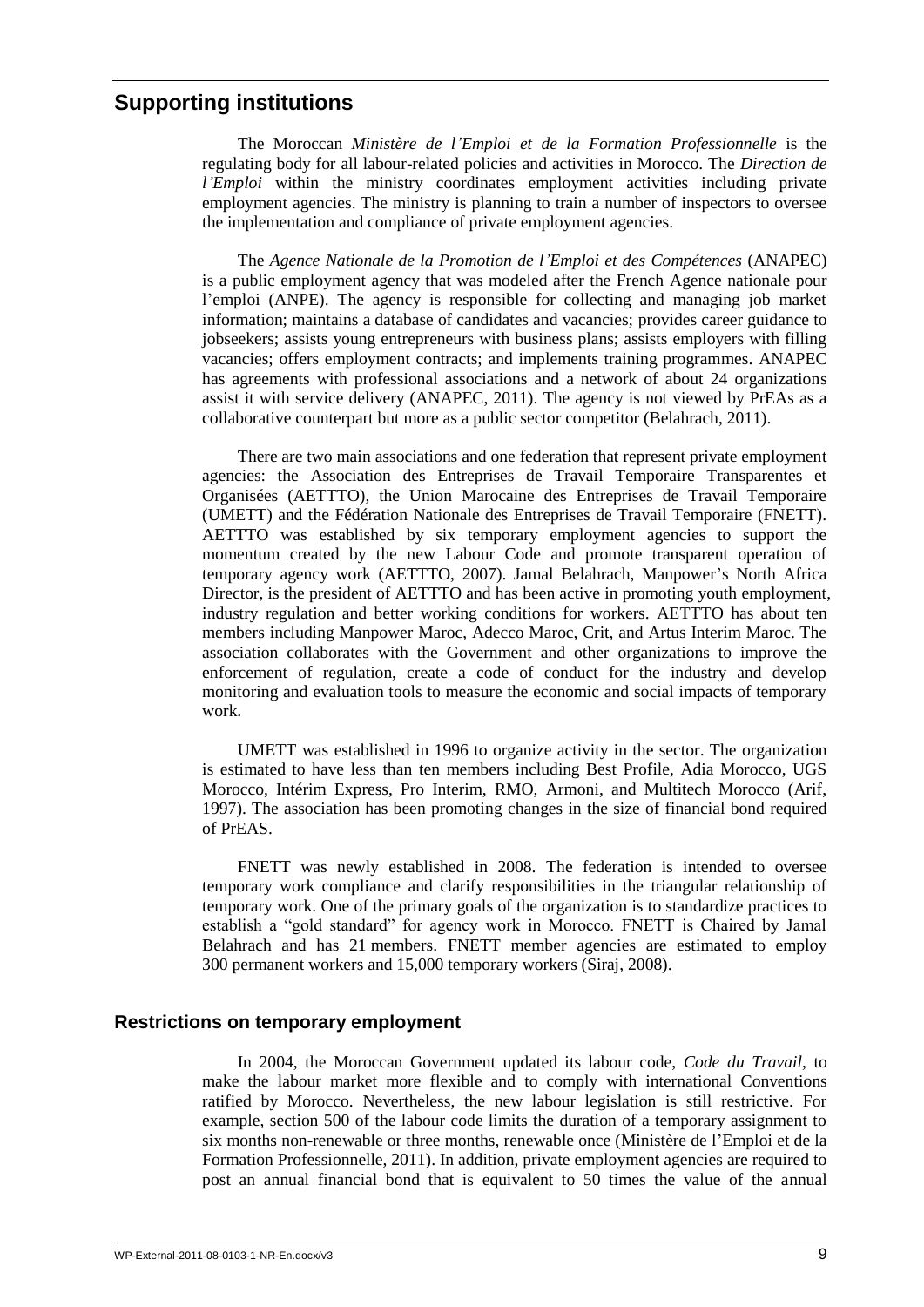## Supporting institutions

The Moroccan *Ministère de l'Emploi et de la Formation Professionnelle* is the regulating body for all labour-related policies and activities in Morocco. The *Direction de l'Emploi* within the ministry coordinates employment activities including private employment agencies. The ministry is planning to train a number of inspectors to oversee the implementation and compliance of private employment agencies.

The *Agence Nationale de la Promotion de l'Emploi et des Compétences* (ANAPEC) is a public employment agency that was modeled after the French Agence nationale pour l'emploi (ANPE). The agency is responsible for collecting and managing job market information; maintains a database of candidates and vacancies; provides career guidance to jobseekers; assists young entrepreneurs with business plans; assists employers with filling vacancies; offers employment contracts; and implements training programmes. ANAPEC has agreements with professional associations and a network of about 24 organizations assist it with service delivery (ANAPEC, 2011). The agency is not viewed by PrEAs as a collaborative counterpart but more as a public sector competitor (Belahrach, 2011).

There are two main associations and one federation that represent private employment agencies: the Association des Entreprises de Travail Temporaire Transparentes et Organisées (AETTTO), the Union Marocaine des Entreprises de Travail Temporaire (UMETT) and the Fédération Nationale des Entreprises de Travail Temporaire (FNETT). AETTTO was established by six temporary employment agencies to support the momentum created by the new Labour Code and promote transparent operation of temporary agency work (AETTTO, 2007). Jamal Belahrach, Manpower's North Africa Director, is the president of AETTTO and has been active in promoting youth employment, industry regulation and better working conditions for workers. AETTTO has about ten members including Manpower Maroc, Adecco Maroc, Crit, and Artus Interim Maroc. The association collaborates with the Government and other organizations to improve the enforcement of regulation, create a code of conduct for the industry and develop monitoring and evaluation tools to measure the economic and social impacts of temporary work.

UMETT was established in 1996 to organize activity in the sector. The organization is estimated to have less than ten members including Best Profile, Adia Morocco, UGS Morocco, Intérim Express, Pro Interim, RMO, Armoni, and Multitech Morocco (Arif, 1997). The association has been promoting changes in the size of financial bond required of PrEAS.

FNETT was newly established in 2008. The federation is intended to oversee temporary work compliance and clarify responsibilities in the triangular relationship of temporary work. One of the primary goals of the organization is to standardize practices to establish a "gold standard" for agency work in Morocco. FNETT is Chaired by Jamal Belahrach and has 21 members. FNETT member agencies are estimated to employ 300 permanent workers and 15,000 temporary workers (Siraj, 2008).

### Restrictions on temporary employment

In 2004, the Moroccan Government updated its labour code, *Code du Travail*, to make the labour market more flexible and to comply with international Conventions ratified by Morocco. Nevertheless, the new labour legislation is still restrictive. For example, section 500 of the labour code limits the duration of a temporary assignment to six months non-renewable or three months, renewable once (Ministère de l'Emploi et de la Formation Professionnelle, 2011). In addition, private employment agencies are required to post an annual financial bond that is equivalent to 50 times the value of the annual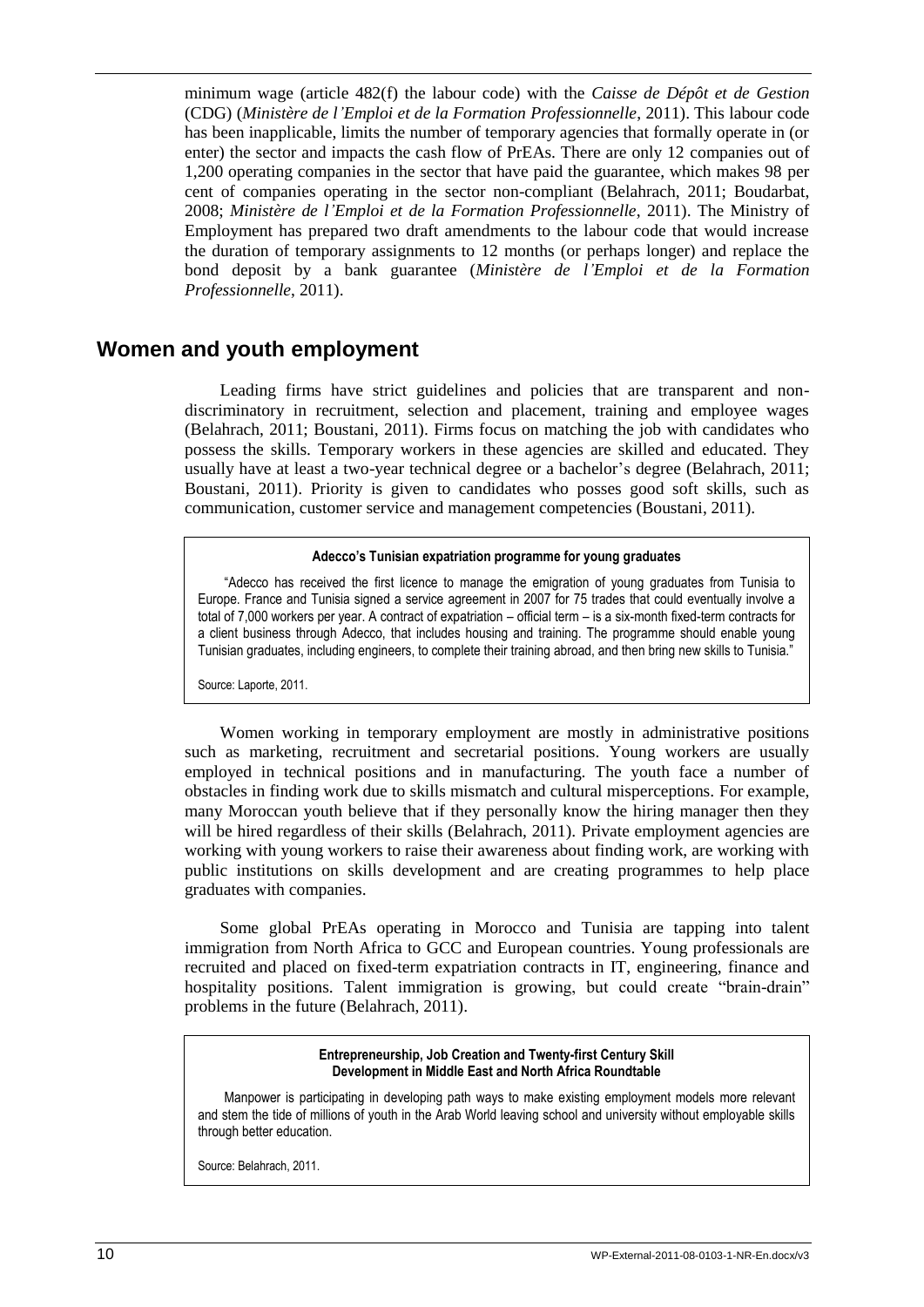minimum wage (article 482(f) the labour code) with the *Caisse de Dépôt et de Gestion* (CDG) (*Ministère de l'Emploi et de la Formation Professionnelle*, 2011). This labour code has been inapplicable, limits the number of temporary agencies that formally operate in (or enter) the sector and impacts the cash flow of PrEAs. There are only 12 companies out of 1,200 operating companies in the sector that have paid the guarantee, which makes 98 per cent of companies operating in the sector non-compliant (Belahrach, 2011; Boudarbat, 2008; *Ministère de l'Emploi et de la Formation Professionnelle*, 2011). The Ministry of Employment has prepared two draft amendments to the labour code that would increase the duration of temporary assignments to 12 months (or perhaps longer) and replace the bond deposit by a bank guarantee (*Ministère de l'Emploi et de la Formation Professionnelle*, 2011).

## Women and youth employment

Leading firms have strict guidelines and policies that are transparent and non-discriminatory in recruitment, selection and placement, training and employee wages (Belahrach, 2011; Boustani, 2011). Firms focus on matching the job with candidates who possess the skills. Temporary workers in these agencies are skilled and educated. They usually have at least a two-year technical degree or a bachelor's degree (Belahrach, 2011; Boustani, 2011). Priority is given to candidates who posses good soft skills, such as communication, customer service and management competencies (Boustani, 2011).

> **Adecco's Tunisian expatriation programme for young graduates**
>
> "Adecco has received the first licence to manage the emigration of young graduates from Tunisia to Europe. France and Tunisia signed a service agreement in 2007 for 75 trades that could eventually involve a total of 7,000 workers per year. A contract of expatriation – official term – is a six-month fixed-term contracts for a client business through Adecco, that includes housing and training. The programme should enable young Tunisian graduates, including engineers, to complete their training abroad, and then bring new skills to Tunisia."
>
> Source: Laporte, 2011.

Women working in temporary employment are mostly in administrative positions such as marketing, recruitment and secretarial positions. Young workers are usually employed in technical positions and in manufacturing. The youth face a number of obstacles in finding work due to skills mismatch and cultural misperceptions. For example, many Moroccan youth believe that if they personally know the hiring manager then they will be hired regardless of their skills (Belahrach, 2011). Private employment agencies are working with young workers to raise their awareness about finding work, are working with public institutions on skills development and are creating programmes to help place graduates with companies.

Some global PrEAs operating in Morocco and Tunisia are tapping into talent immigration from North Africa to GCC and European countries. Young professionals are recruited and placed on fixed-term expatriation contracts in IT, engineering, finance and hospitality positions. Talent immigration is growing, but could create "brain-drain" problems in the future (Belahrach, 2011).

> **Entrepreneurship, Job Creation and Twenty-first Century Skill Development in Middle East and North Africa Roundtable**
>
> Manpower is participating in developing path ways to make existing employment models more relevant and stem the tide of millions of youth in the Arab World leaving school and university without employable skills through better education.
>
> Source: Belahrach, 2011.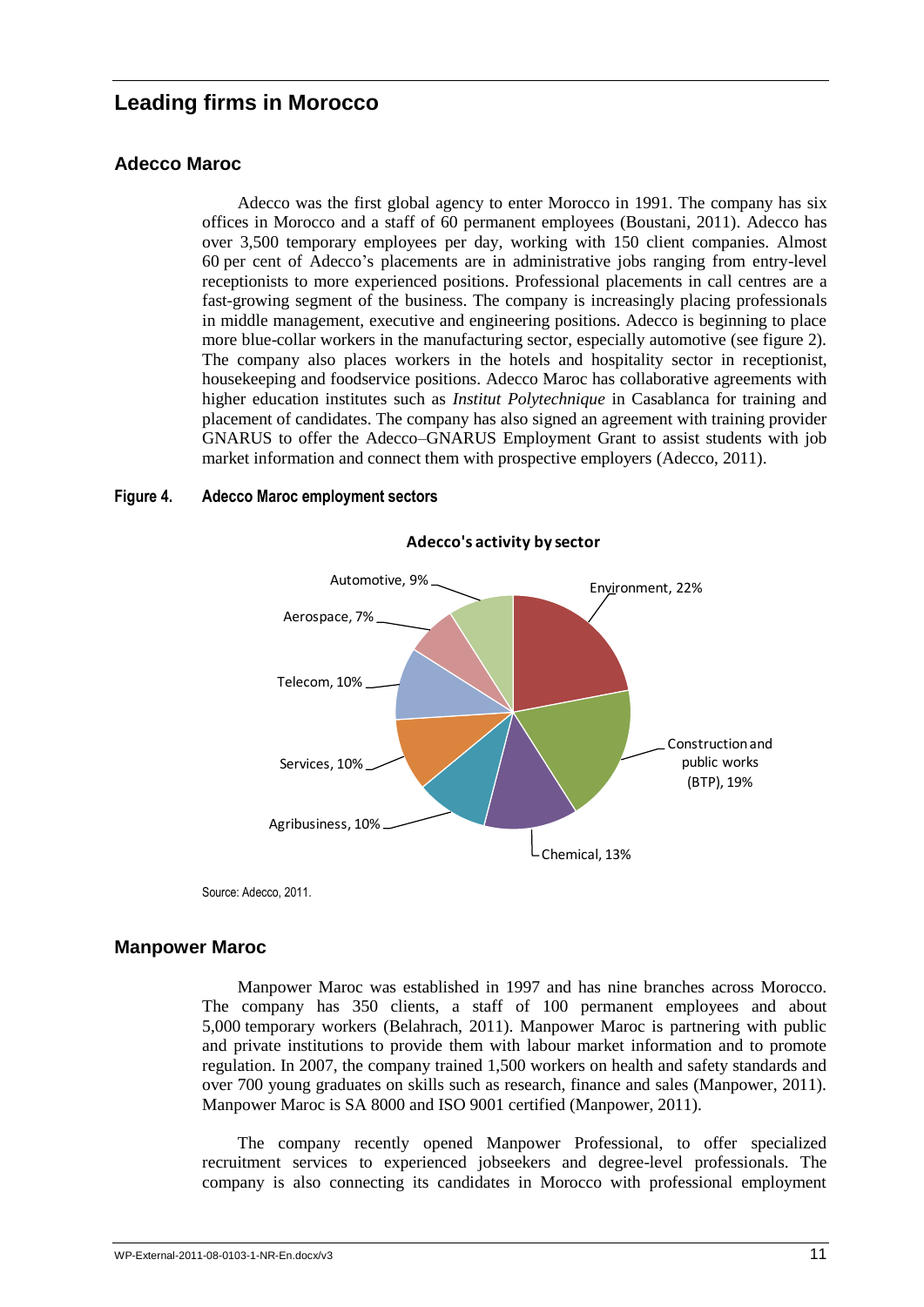## Leading firms in Morocco

### Adecco Maroc

Adecco was the first global agency to enter Morocco in 1991. The company has six offices in Morocco and a staff of 60 permanent employees (Boustani, 2011). Adecco has over 3,500 temporary employees per day, working with 150 client companies. Almost 60 per cent of Adecco's placements are in administrative jobs ranging from entry-level receptionists to more experienced positions. Professional placements in call centres are a fast-growing segment of the business. The company is increasingly placing professionals in middle management, executive and engineering positions. Adecco is beginning to place more blue-collar workers in the manufacturing sector, especially automotive (see figure 2). The company also places workers in the hotels and hospitality sector in receptionist, housekeeping and foodservice positions. Adecco Maroc has collaborative agreements with higher education institutes such as *Institut Polytechnique* in Casablanca for training and placement of candidates. The company has also signed an agreement with training provider GNARUS to offer the Adecco–GNARUS Employment Grant to assist students with job market information and connect them with prospective employers (Adecco, 2011).

**Figure 4. Adecco Maroc employment sectors**

**Adecco's activity by sector**

| Sector | Share |
|---|---|
| Environment | 22% |
| Construction and public works (BTP) | 19% |
| Chemical | 13% |
| Agribusiness | 10% |
| Services | 10% |
| Telecom | 10% |
| Aerospace | 7% |
| Automotive | 9% |

Source: Adecco, 2011.

### Manpower Maroc

Manpower Maroc was established in 1997 and has nine branches across Morocco. The company has 350 clients, a staff of 100 permanent employees and about 5,000 temporary workers (Belahrach, 2011). Manpower Maroc is partnering with public and private institutions to provide them with labour market information and to promote regulation. In 2007, the company trained 1,500 workers on health and safety standards and over 700 young graduates on skills such as research, finance and sales (Manpower, 2011). Manpower Maroc is SA 8000 and ISO 9001 certified (Manpower, 2011).

The company recently opened Manpower Professional, to offer specialized recruitment services to experienced jobseekers and degree-level professionals. The company is also connecting its candidates in Morocco with professional employment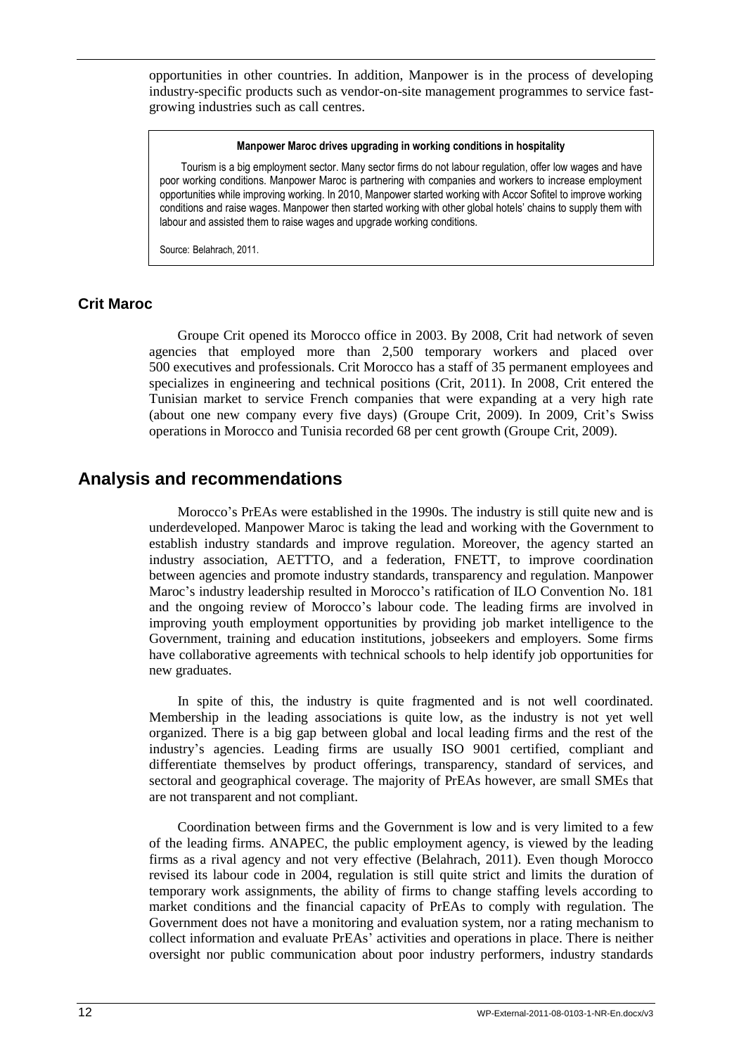opportunities in other countries. In addition, Manpower is in the process of developing industry-specific products such as vendor-on-site management programmes to service fast-growing industries such as call centres.

> **Manpower Maroc drives upgrading in working conditions in hospitality**
>
> Tourism is a big employment sector. Many sector firms do not labour regulation, offer low wages and have poor working conditions. Manpower Maroc is partnering with companies and workers to increase employment opportunities while improving working. In 2010, Manpower started working with Accor Sofitel to improve working conditions and raise wages. Manpower then started working with other global hotels' chains to supply them with labour and assisted them to raise wages and upgrade working conditions.
>
> Source: Belahrach, 2011.

### Crit Maroc

Groupe Crit opened its Morocco office in 2003. By 2008, Crit had network of seven agencies that employed more than 2,500 temporary workers and placed over 500 executives and professionals. Crit Morocco has a staff of 35 permanent employees and specializes in engineering and technical positions (Crit, 2011). In 2008, Crit entered the Tunisian market to service French companies that were expanding at a very high rate (about one new company every five days) (Groupe Crit, 2009). In 2009, Crit's Swiss operations in Morocco and Tunisia recorded 68 per cent growth (Groupe Crit, 2009).

## Analysis and recommendations

Morocco's PrEAs were established in the 1990s. The industry is still quite new and is underdeveloped. Manpower Maroc is taking the lead and working with the Government to establish industry standards and improve regulation. Moreover, the agency started an industry association, AETTTO, and a federation, FNETT, to improve coordination between agencies and promote industry standards, transparency and regulation. Manpower Maroc's industry leadership resulted in Morocco's ratification of ILO Convention No. 181 and the ongoing review of Morocco's labour code. The leading firms are involved in improving youth employment opportunities by providing job market intelligence to the Government, training and education institutions, jobseekers and employers. Some firms have collaborative agreements with technical schools to help identify job opportunities for new graduates.

In spite of this, the industry is quite fragmented and is not well coordinated. Membership in the leading associations is quite low, as the industry is not yet well organized. There is a big gap between global and local leading firms and the rest of the industry's agencies. Leading firms are usually ISO 9001 certified, compliant and differentiate themselves by product offerings, transparency, standard of services, and sectoral and geographical coverage. The majority of PrEAs however, are small SMEs that are not transparent and not compliant.

Coordination between firms and the Government is low and is very limited to a few of the leading firms. ANAPEC, the public employment agency, is viewed by the leading firms as a rival agency and not very effective (Belahrach, 2011). Even though Morocco revised its labour code in 2004, regulation is still quite strict and limits the duration of temporary work assignments, the ability of firms to change staffing levels according to market conditions and the financial capacity of PrEAs to comply with regulation. The Government does not have a monitoring and evaluation system, nor a rating mechanism to collect information and evaluate PrEAs' activities and operations in place. There is neither oversight nor public communication about poor industry performers, industry standards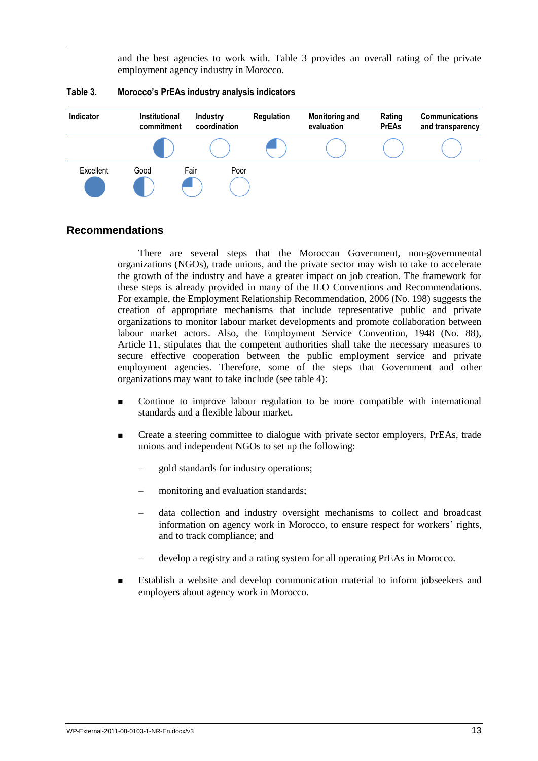and the best agencies to work with. Table 3 provides an overall rating of the private employment agency industry in Morocco.

**Table 3. Morocco's PrEAs industry analysis indicators**

| Indicator | Institutional commitment | Industry coordination | Regulation | Monitoring and evaluation | Rating PrEAs | Communications and transparency |
|---|---|---|---|---|---|---|
| | ◐ (Good) | ○ (Poor) | ◔ (Fair) | ○ (Poor) | ○ (Poor) | ○ (Poor) |

Legend: Excellent ● Good ◐ Fair ◔ Poor ○

## Recommendations

There are several steps that the Moroccan Government, non-governmental organizations (NGOs), trade unions, and the private sector may wish to take to accelerate the growth of the industry and have a greater impact on job creation. The framework for these steps is already provided in many of the ILO Conventions and Recommendations. For example, the Employment Relationship Recommendation, 2006 (No. 198) suggests the creation of appropriate mechanisms that include representative public and private organizations to monitor labour market developments and promote collaboration between labour market actors. Also, the Employment Service Convention, 1948 (No. 88), Article 11, stipulates that the competent authorities shall take the necessary measures to secure effective cooperation between the public employment service and private employment agencies. Therefore, some of the steps that Government and other organizations may want to take include (see table 4):

- Continue to improve labour regulation to be more compatible with international standards and a flexible labour market.
- Create a steering committee to dialogue with private sector employers, PrEAs, trade unions and independent NGOs to set up the following:
  - gold standards for industry operations;
  - monitoring and evaluation standards;
  - data collection and industry oversight mechanisms to collect and broadcast information on agency work in Morocco, to ensure respect for workers' rights, and to track compliance; and
  - develop a registry and a rating system for all operating PrEAs in Morocco.
- Establish a website and develop communication material to inform jobseekers and employers about agency work in Morocco.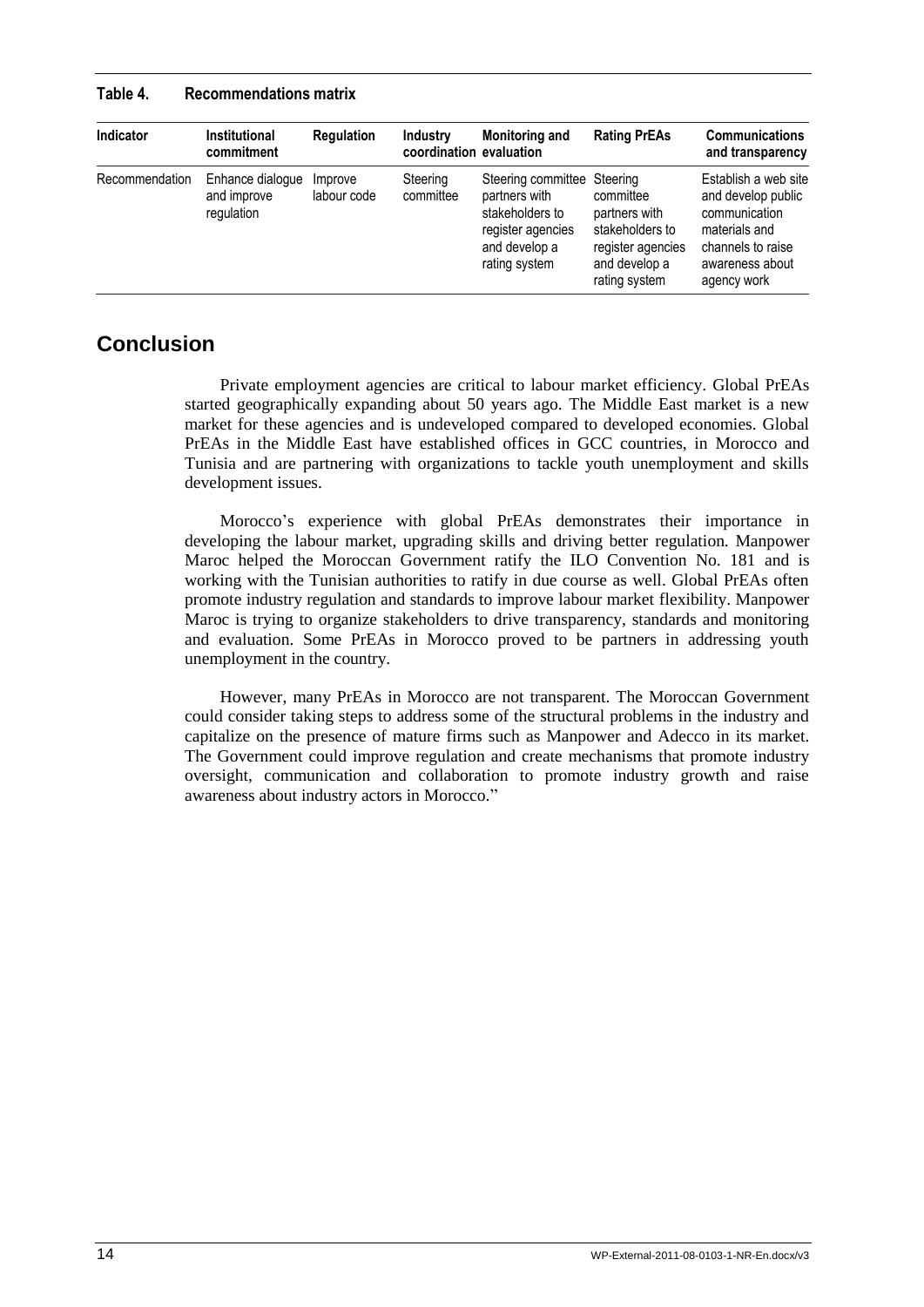**Table 4. Recommendations matrix**

| Indicator | Institutional commitment | Regulation | Industry coordination | Monitoring and evaluation | Rating PrEAs | Communications and transparency |
|---|---|---|---|---|---|---|
| Recommendation | Enhance dialogue and improve regulation | Improve labour code | Steering committee | Steering committee partners with stakeholders to register agencies and develop a rating system | Steering committee partners with stakeholders to register agencies and develop a rating system | Establish a web site and develop public communication materials and channels to raise awareness about agency work |

## Conclusion

Private employment agencies are critical to labour market efficiency. Global PrEAs started geographically expanding about 50 years ago. The Middle East market is a new market for these agencies and is undeveloped compared to developed economies. Global PrEAs in the Middle East have established offices in GCC countries, in Morocco and Tunisia and are partnering with organizations to tackle youth unemployment and skills development issues.

Morocco's experience with global PrEAs demonstrates their importance in developing the labour market, upgrading skills and driving better regulation. Manpower Maroc helped the Moroccan Government ratify the ILO Convention No. 181 and is working with the Tunisian authorities to ratify in due course as well. Global PrEAs often promote industry regulation and standards to improve labour market flexibility. Manpower Maroc is trying to organize stakeholders to drive transparency, standards and monitoring and evaluation. Some PrEAs in Morocco proved to be partners in addressing youth unemployment in the country.

However, many PrEAs in Morocco are not transparent. The Moroccan Government could consider taking steps to address some of the structural problems in the industry and capitalize on the presence of mature firms such as Manpower and Adecco in its market. The Government could improve regulation and create mechanisms that promote industry oversight, communication and collaboration to promote industry growth and raise awareness about industry actors in Morocco."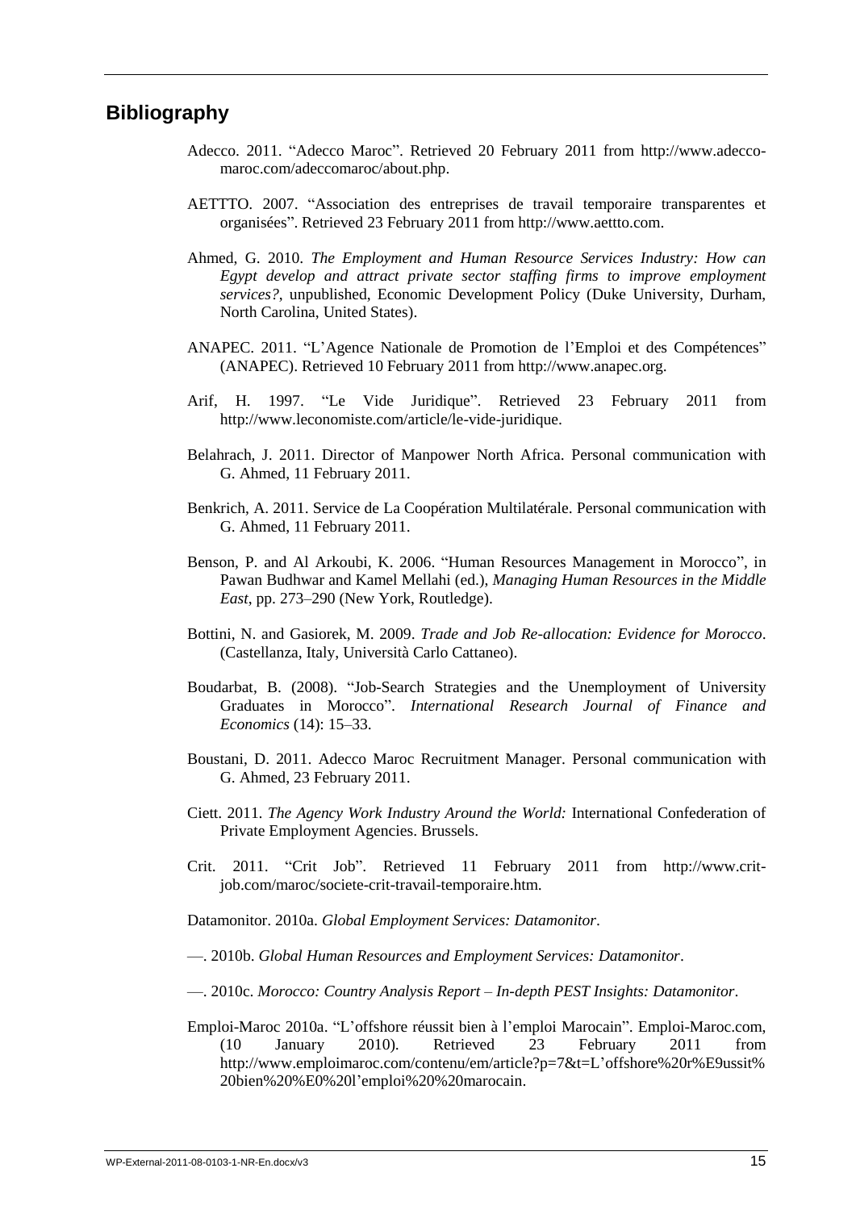## Bibliography

Adecco. 2011. "Adecco Maroc". Retrieved 20 February 2011 from http://www.adecco-maroc.com/adeccomaroc/about.php.

AETTTO. 2007. "Association des entreprises de travail temporaire transparentes et organisées". Retrieved 23 February 2011 from http://www.aettto.com.

Ahmed, G. 2010. *The Employment and Human Resource Services Industry: How can Egypt develop and attract private sector staffing firms to improve employment services?*, unpublished, Economic Development Policy (Duke University, Durham, North Carolina, United States).

ANAPEC. 2011. "L'Agence Nationale de Promotion de l'Emploi et des Compétences" (ANAPEC). Retrieved 10 February 2011 from http://www.anapec.org.

Arif, H. 1997. "Le Vide Juridique". Retrieved 23 February 2011 from http://www.leconomiste.com/article/le-vide-juridique.

Belahrach, J. 2011. Director of Manpower North Africa. Personal communication with G. Ahmed, 11 February 2011.

Benkrich, A. 2011. Service de La Coopération Multilatérale. Personal communication with G. Ahmed, 11 February 2011.

Benson, P. and Al Arkoubi, K. 2006. "Human Resources Management in Morocco", in Pawan Budhwar and Kamel Mellahi (ed.), *Managing Human Resources in the Middle East*, pp. 273–290 (New York, Routledge).

Bottini, N. and Gasiorek, M. 2009. *Trade and Job Re-allocation: Evidence for Morocco*. (Castellanza, Italy, Università Carlo Cattaneo).

Boudarbat, B. (2008). "Job-Search Strategies and the Unemployment of University Graduates in Morocco". *International Research Journal of Finance and Economics* (14): 15–33.

Boustani, D. 2011. Adecco Maroc Recruitment Manager. Personal communication with G. Ahmed, 23 February 2011.

Ciett. 2011. *The Agency Work Industry Around the World:* International Confederation of Private Employment Agencies. Brussels.

Crit. 2011. "Crit Job". Retrieved 11 February 2011 from http://www.crit-job.com/maroc/societe-crit-travail-temporaire.htm.

Datamonitor. 2010a. *Global Employment Services: Datamonitor*.

—. 2010b. *Global Human Resources and Employment Services: Datamonitor*.

—. 2010c. *Morocco: Country Analysis Report – In-depth PEST Insights: Datamonitor*.

Emploi-Maroc 2010a. "L'offshore réussit bien à l'emploi Marocain". Emploi-Maroc.com, (10 January 2010). Retrieved 23 February 2011 from http://www.emploimaroc.com/contenu/em/article?p=7&t=L'offshore%20r%E9ussit%20bien%20%E0%20l'emploi%20%20marocain.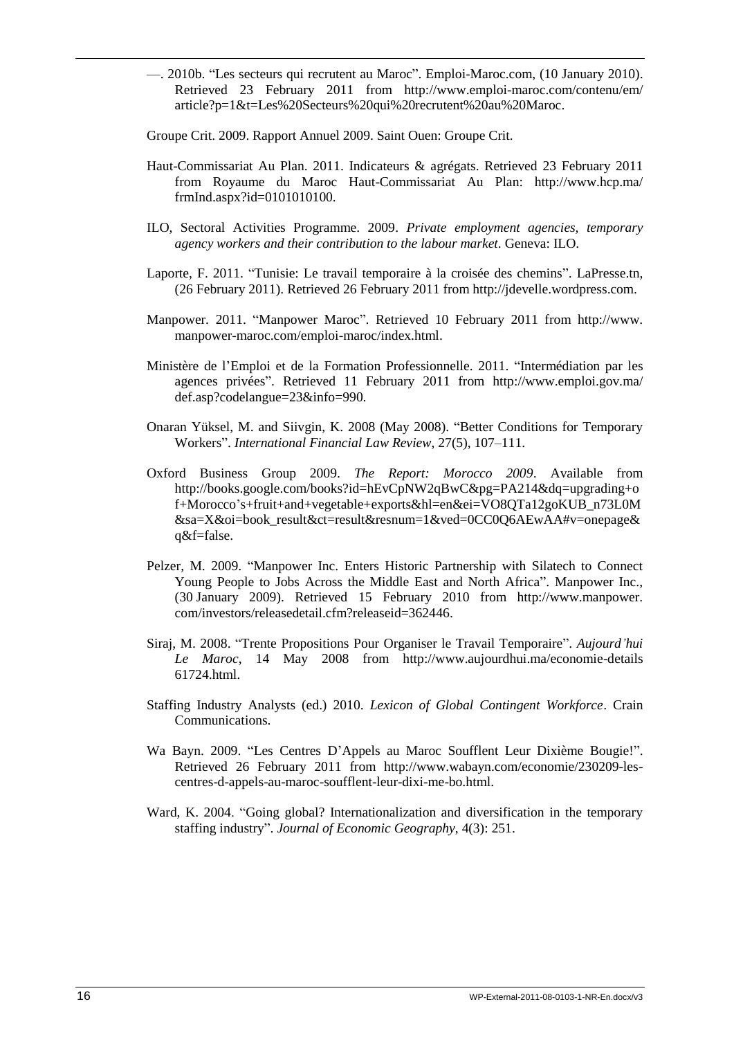—. 2010b. “Les secteurs qui recrutent au Maroc”. Emploi-Maroc.com, (10 January 2010). Retrieved 23 February 2011 from http://www.emploi-maroc.com/contenu/em/article?p=1&t=Les%20Secteurs%20qui%20recrutent%20au%20Maroc.

Groupe Crit. 2009. Rapport Annuel 2009. Saint Ouen: Groupe Crit.

Haut-Commissariat Au Plan. 2011. Indicateurs & agrégats. Retrieved 23 February 2011 from Royaume du Maroc Haut-Commissariat Au Plan: http://www.hcp.ma/frmInd.aspx?id=0101010100.

ILO, Sectoral Activities Programme. 2009. *Private employment agencies, temporary agency workers and their contribution to the labour market*. Geneva: ILO.

Laporte, F. 2011. “Tunisie: Le travail temporaire à la croisée des chemins”. LaPresse.tn, (26 February 2011). Retrieved 26 February 2011 from http://jdevelle.wordpress.com.

Manpower. 2011. “Manpower Maroc”. Retrieved 10 February 2011 from http://www.manpower-maroc.com/emploi-maroc/index.html.

Ministère de l’Emploi et de la Formation Professionnelle. 2011. “Intermédiation par les agences privées”. Retrieved 11 February 2011 from http://www.emploi.gov.ma/def.asp?codelangue=23&info=990.

Onaran Yüksel, M. and Siivgin, K. 2008 (May 2008). “Better Conditions for Temporary Workers”. *International Financial Law Review*, 27(5), 107–111.

Oxford Business Group 2009. *The Report: Morocco 2009*. Available from http://books.google.com/books?id=hEvCpNW2qBwC&pg=PA214&dq=upgrading+of+Morocco’s+fruit+and+vegetable+exports&hl=en&ei=VO8QTa12goKUB_n73L0M&sa=X&oi=book_result&ct=result&resnum=1&ved=0CC0Q6AEwAA#v=onepage&q&f=false.

Pelzer, M. 2009. “Manpower Inc. Enters Historic Partnership with Silatech to Connect Young People to Jobs Across the Middle East and North Africa”. Manpower Inc., (30 January 2009). Retrieved 15 February 2010 from http://www.manpower.com/investors/releasedetail.cfm?releaseid=362446.

Siraj, M. 2008. “Trente Propositions Pour Organiser le Travail Temporaire”. *Aujourd’hui Le Maroc*, 14 May 2008 from http://www.aujourdhui.ma/economie-details 61724.html.

Staffing Industry Analysts (ed.) 2010. *Lexicon of Global Contingent Workforce*. Crain Communications.

Wa Bayn. 2009. “Les Centres D’Appels au Maroc Soufflent Leur Dixième Bougie!”. Retrieved 26 February 2011 from http://www.wabayn.com/economie/230209-les-centres-d-appels-au-maroc-soufflent-leur-dixi-me-bo.html.

Ward, K. 2004. “Going global? Internationalization and diversification in the temporary staffing industry”. *Journal of Economic Geography*, 4(3): 251.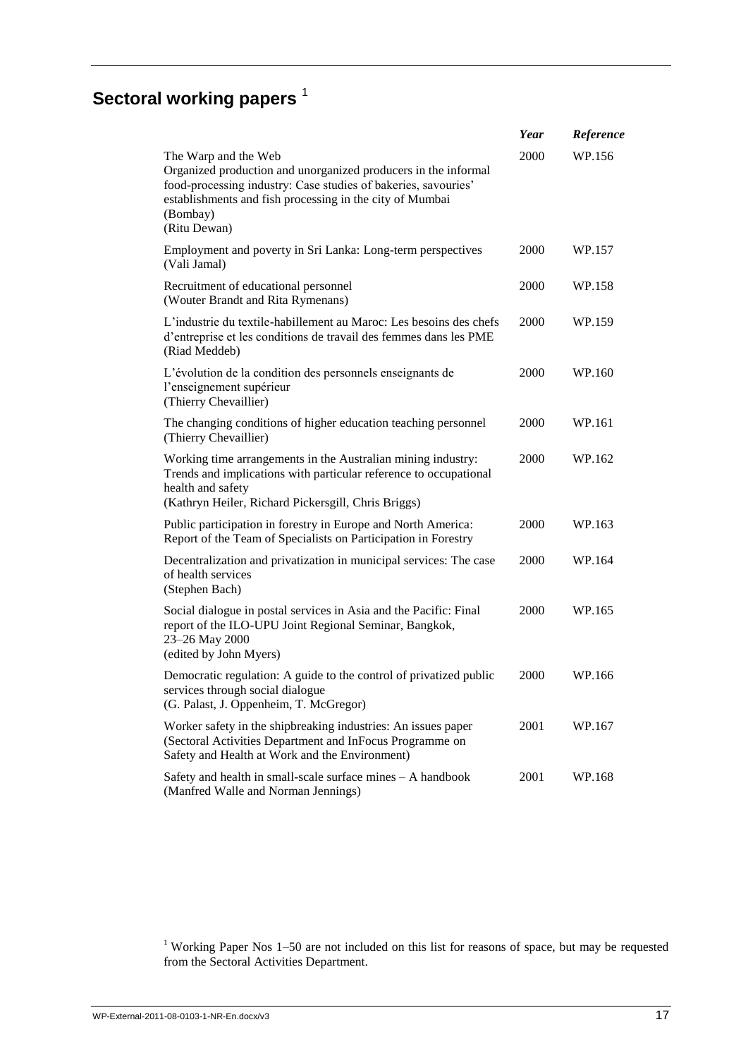# Sectoral working papers [1]

| | *Year* | *Reference* |
|---|---|---|
| The Warp and the Web<br>Organized production and unorganized producers in the informal food-processing industry: Case studies of bakeries, savouries' establishments and fish processing in the city of Mumbai (Bombay)<br>(Ritu Dewan) | 2000 | WP.156 |
| Employment and poverty in Sri Lanka: Long-term perspectives<br>(Vali Jamal) | 2000 | WP.157 |
| Recruitment of educational personnel<br>(Wouter Brandt and Rita Rymenans) | 2000 | WP.158 |
| L'industrie du textile-habillement au Maroc: Les besoins des chefs d'entreprise et les conditions de travail des femmes dans les PME<br>(Riad Meddeb) | 2000 | WP.159 |
| L'évolution de la condition des personnels enseignants de l'enseignement supérieur<br>(Thierry Chevaillier) | 2000 | WP.160 |
| The changing conditions of higher education teaching personnel<br>(Thierry Chevaillier) | 2000 | WP.161 |
| Working time arrangements in the Australian mining industry: Trends and implications with particular reference to occupational health and safety<br>(Kathryn Heiler, Richard Pickersgill, Chris Briggs) | 2000 | WP.162 |
| Public participation in forestry in Europe and North America: Report of the Team of Specialists on Participation in Forestry | 2000 | WP.163 |
| Decentralization and privatization in municipal services: The case of health services<br>(Stephen Bach) | 2000 | WP.164 |
| Social dialogue in postal services in Asia and the Pacific: Final report of the ILO-UPU Joint Regional Seminar, Bangkok, 23–26 May 2000<br>(edited by John Myers) | 2000 | WP.165 |
| Democratic regulation: A guide to the control of privatized public services through social dialogue<br>(G. Palast, J. Oppenheim, T. McGregor) | 2000 | WP.166 |
| Worker safety in the shipbreaking industries: An issues paper<br>(Sectoral Activities Department and InFocus Programme on Safety and Health at Work and the Environment) | 2001 | WP.167 |
| Safety and health in small-scale surface mines – A handbook<br>(Manfred Walle and Norman Jennings) | 2001 | WP.168 |

[1] Working Paper Nos 1–50 are not included on this list for reasons of space, but may be requested from the Sectoral Activities Department.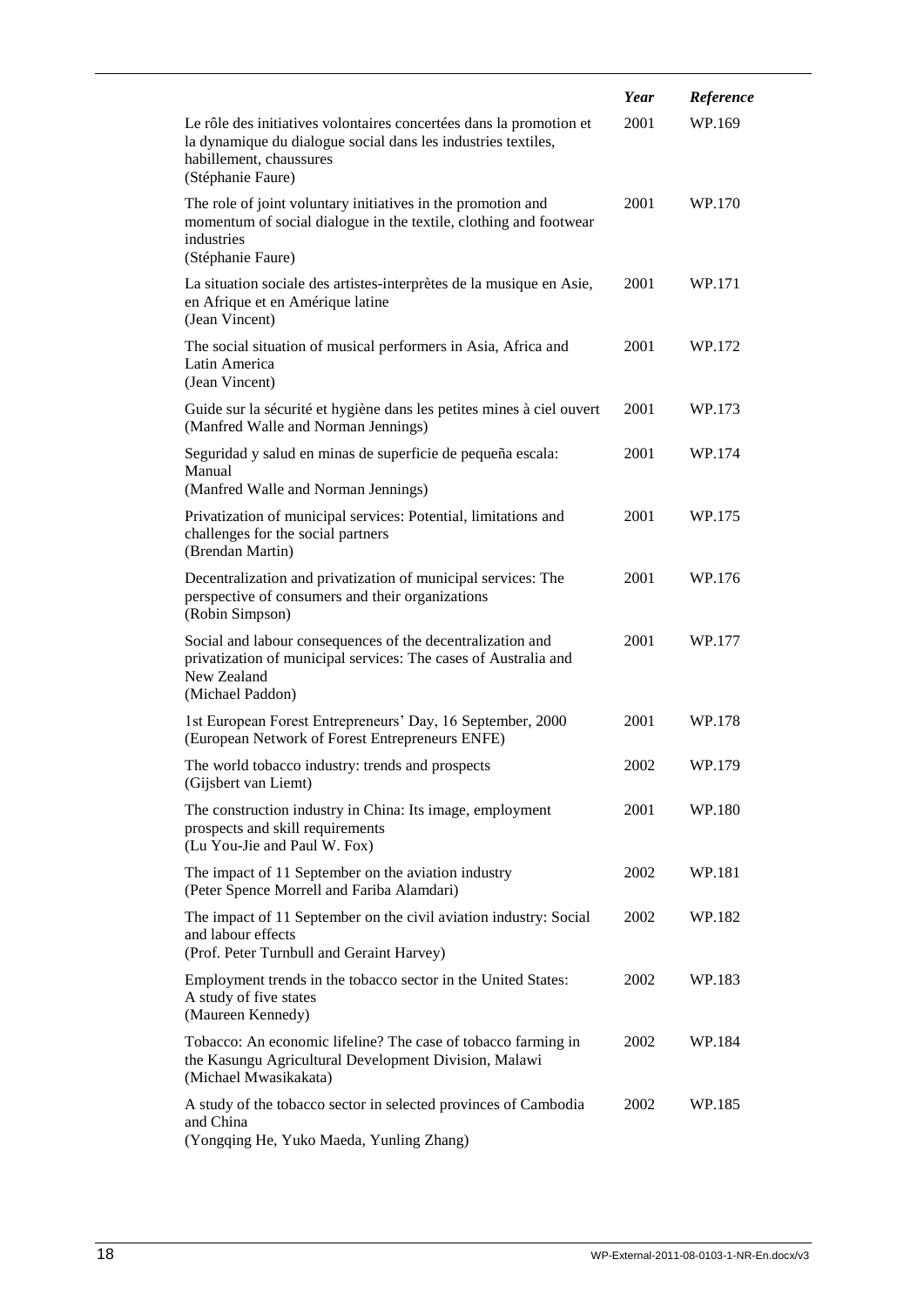| | *Year* | *Reference* |
|---|---|---|
| Le rôle des initiatives volontaires concertées dans la promotion et la dynamique du dialogue social dans les industries textiles, habillement, chaussures<br>(Stéphanie Faure) | 2001 | WP.169 |
| The role of joint voluntary initiatives in the promotion and momentum of social dialogue in the textile, clothing and footwear industries<br>(Stéphanie Faure) | 2001 | WP.170 |
| La situation sociale des artistes-interprètes de la musique en Asie, en Afrique et en Amérique latine<br>(Jean Vincent) | 2001 | WP.171 |
| The social situation of musical performers in Asia, Africa and Latin America<br>(Jean Vincent) | 2001 | WP.172 |
| Guide sur la sécurité et hygiène dans les petites mines à ciel ouvert<br>(Manfred Walle and Norman Jennings) | 2001 | WP.173 |
| Seguridad y salud en minas de superficie de pequeña escala: Manual<br>(Manfred Walle and Norman Jennings) | 2001 | WP.174 |
| Privatization of municipal services: Potential, limitations and challenges for the social partners<br>(Brendan Martin) | 2001 | WP.175 |
| Decentralization and privatization of municipal services: The perspective of consumers and their organizations<br>(Robin Simpson) | 2001 | WP.176 |
| Social and labour consequences of the decentralization and privatization of municipal services: The cases of Australia and New Zealand<br>(Michael Paddon) | 2001 | WP.177 |
| 1st European Forest Entrepreneurs' Day, 16 September, 2000<br>(European Network of Forest Entrepreneurs ENFE) | 2001 | WP.178 |
| The world tobacco industry: trends and prospects<br>(Gijsbert van Liemt) | 2002 | WP.179 |
| The construction industry in China: Its image, employment prospects and skill requirements<br>(Lu You-Jie and Paul W. Fox) | 2001 | WP.180 |
| The impact of 11 September on the aviation industry<br>(Peter Spence Morrell and Fariba Alamdari) | 2002 | WP.181 |
| The impact of 11 September on the civil aviation industry: Social and labour effects<br>(Prof. Peter Turnbull and Geraint Harvey) | 2002 | WP.182 |
| Employment trends in the tobacco sector in the United States: A study of five states<br>(Maureen Kennedy) | 2002 | WP.183 |
| Tobacco: An economic lifeline? The case of tobacco farming in the Kasungu Agricultural Development Division, Malawi<br>(Michael Mwasikakata) | 2002 | WP.184 |
| A study of the tobacco sector in selected provinces of Cambodia and China<br>(Yongqing He, Yuko Maeda, Yunling Zhang) | 2002 | WP.185 |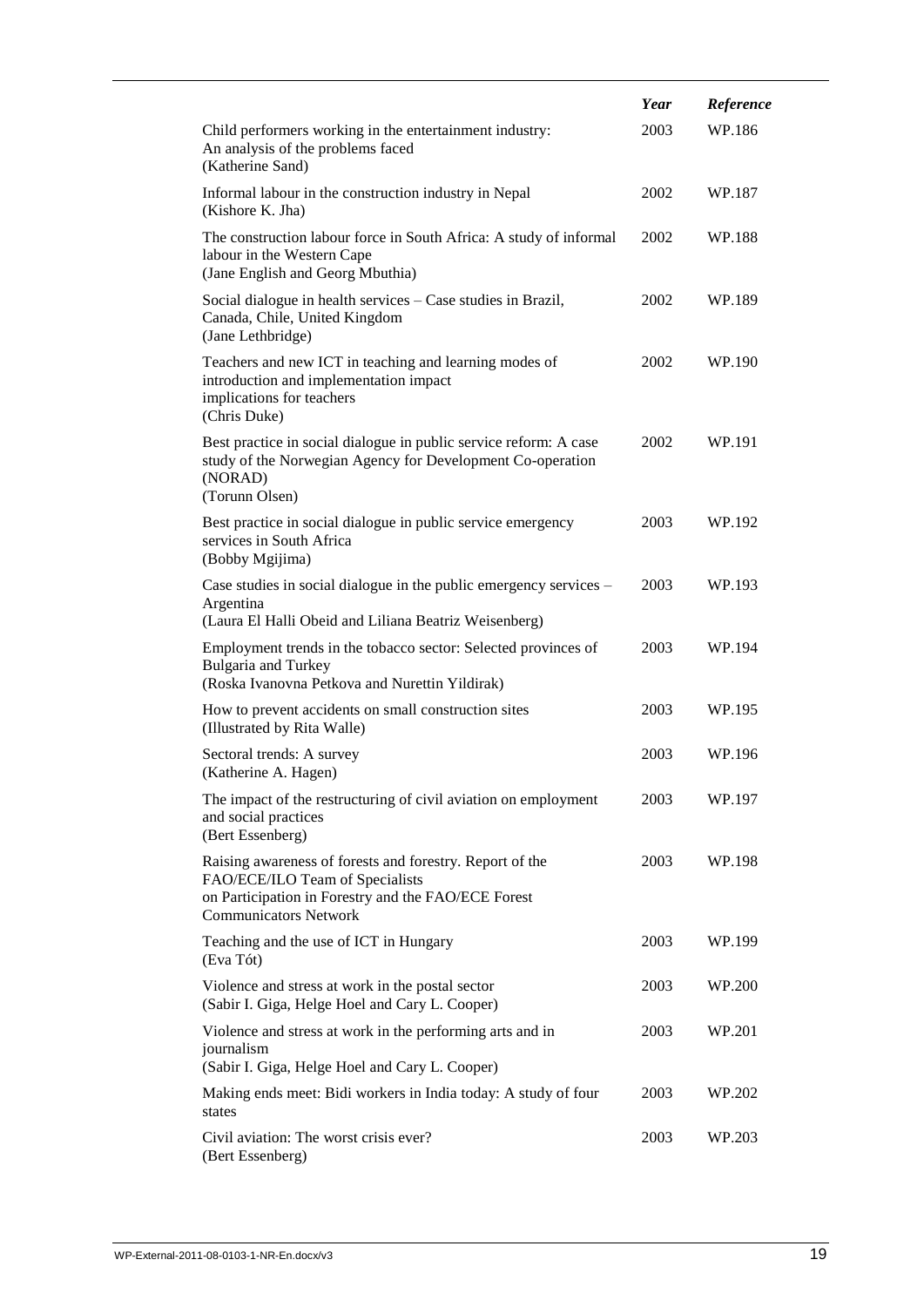| | *Year* | *Reference* |
|---|---|---|
| Child performers working in the entertainment industry: An analysis of the problems faced (Katherine Sand) | 2003 | WP.186 |
| Informal labour in the construction industry in Nepal (Kishore K. Jha) | 2002 | WP.187 |
| The construction labour force in South Africa: A study of informal labour in the Western Cape (Jane English and Georg Mbuthia) | 2002 | WP.188 |
| Social dialogue in health services – Case studies in Brazil, Canada, Chile, United Kingdom (Jane Lethbridge) | 2002 | WP.189 |
| Teachers and new ICT in teaching and learning modes of introduction and implementation impact implications for teachers (Chris Duke) | 2002 | WP.190 |
| Best practice in social dialogue in public service reform: A case study of the Norwegian Agency for Development Co-operation (NORAD) (Torunn Olsen) | 2002 | WP.191 |
| Best practice in social dialogue in public service emergency services in South Africa (Bobby Mgijima) | 2003 | WP.192 |
| Case studies in social dialogue in the public emergency services – Argentina (Laura El Halli Obeid and Liliana Beatriz Weisenberg) | 2003 | WP.193 |
| Employment trends in the tobacco sector: Selected provinces of Bulgaria and Turkey (Roska Ivanovna Petkova and Nurettin Yildirak) | 2003 | WP.194 |
| How to prevent accidents on small construction sites (Illustrated by Rita Walle) | 2003 | WP.195 |
| Sectoral trends: A survey (Katherine A. Hagen) | 2003 | WP.196 |
| The impact of the restructuring of civil aviation on employment and social practices (Bert Essenberg) | 2003 | WP.197 |
| Raising awareness of forests and forestry. Report of the FAO/ECE/ILO Team of Specialists on Participation in Forestry and the FAO/ECE Forest Communicators Network | 2003 | WP.198 |
| Teaching and the use of ICT in Hungary (Eva Tót) | 2003 | WP.199 |
| Violence and stress at work in the postal sector (Sabir I. Giga, Helge Hoel and Cary L. Cooper) | 2003 | WP.200 |
| Violence and stress at work in the performing arts and in journalism (Sabir I. Giga, Helge Hoel and Cary L. Cooper) | 2003 | WP.201 |
| Making ends meet: Bidi workers in India today: A study of four states | 2003 | WP.202 |
| Civil aviation: The worst crisis ever? (Bert Essenberg) | 2003 | WP.203 |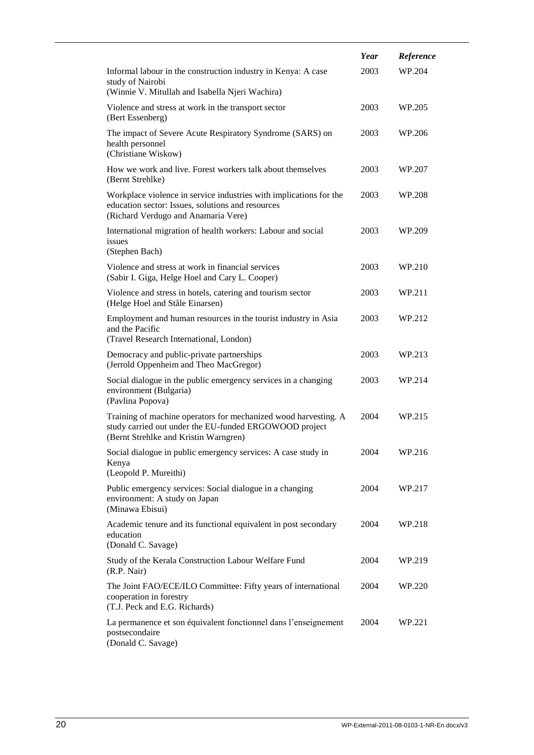| | *Year* | *Reference* |
|---|---|---|
| Informal labour in the construction industry in Kenya: A case study of Nairobi<br>(Winnie V. Mitullah and Isabella Njeri Wachira) | 2003 | WP.204 |
| Violence and stress at work in the transport sector<br>(Bert Essenberg) | 2003 | WP.205 |
| The impact of Severe Acute Respiratory Syndrome (SARS) on health personnel<br>(Christiane Wiskow) | 2003 | WP.206 |
| How we work and live. Forest workers talk about themselves<br>(Bernt Strehlke) | 2003 | WP.207 |
| Workplace violence in service industries with implications for the education sector: Issues, solutions and resources<br>(Richard Verdugo and Anamaria Vere) | 2003 | WP.208 |
| International migration of health workers: Labour and social issues<br>(Stephen Bach) | 2003 | WP.209 |
| Violence and stress at work in financial services<br>(Sabir I. Giga, Helge Hoel and Cary L. Cooper) | 2003 | WP.210 |
| Violence and stress in hotels, catering and tourism sector<br>(Helge Hoel and Ståle Einarsen) | 2003 | WP.211 |
| Employment and human resources in the tourist industry in Asia and the Pacific<br>(Travel Research International, London) | 2003 | WP.212 |
| Democracy and public-private partnerships<br>(Jerrold Oppenheim and Theo MacGregor) | 2003 | WP.213 |
| Social dialogue in the public emergency services in a changing environment (Bulgaria)<br>(Pavlina Popova) | 2003 | WP.214 |
| Training of machine operators for mechanized wood harvesting. A study carried out under the EU-funded ERGOWOOD project<br>(Bernt Strehlke and Kristin Warngren) | 2004 | WP.215 |
| Social dialogue in public emergency services: A case study in Kenya<br>(Leopold P. Mureithi) | 2004 | WP.216 |
| Public emergency services: Social dialogue in a changing environment: A study on Japan<br>(Minawa Ebisui) | 2004 | WP.217 |
| Academic tenure and its functional equivalent in post secondary education<br>(Donald C. Savage) | 2004 | WP.218 |
| Study of the Kerala Construction Labour Welfare Fund<br>(R.P. Nair) | 2004 | WP.219 |
| The Joint FAO/ECE/ILO Committee: Fifty years of international cooperation in forestry<br>(T.J. Peck and E.G. Richards) | 2004 | WP.220 |
| La permanence et son équivalent fonctionnel dans l'enseignement postsecondaire<br>(Donald C. Savage) | 2004 | WP.221 |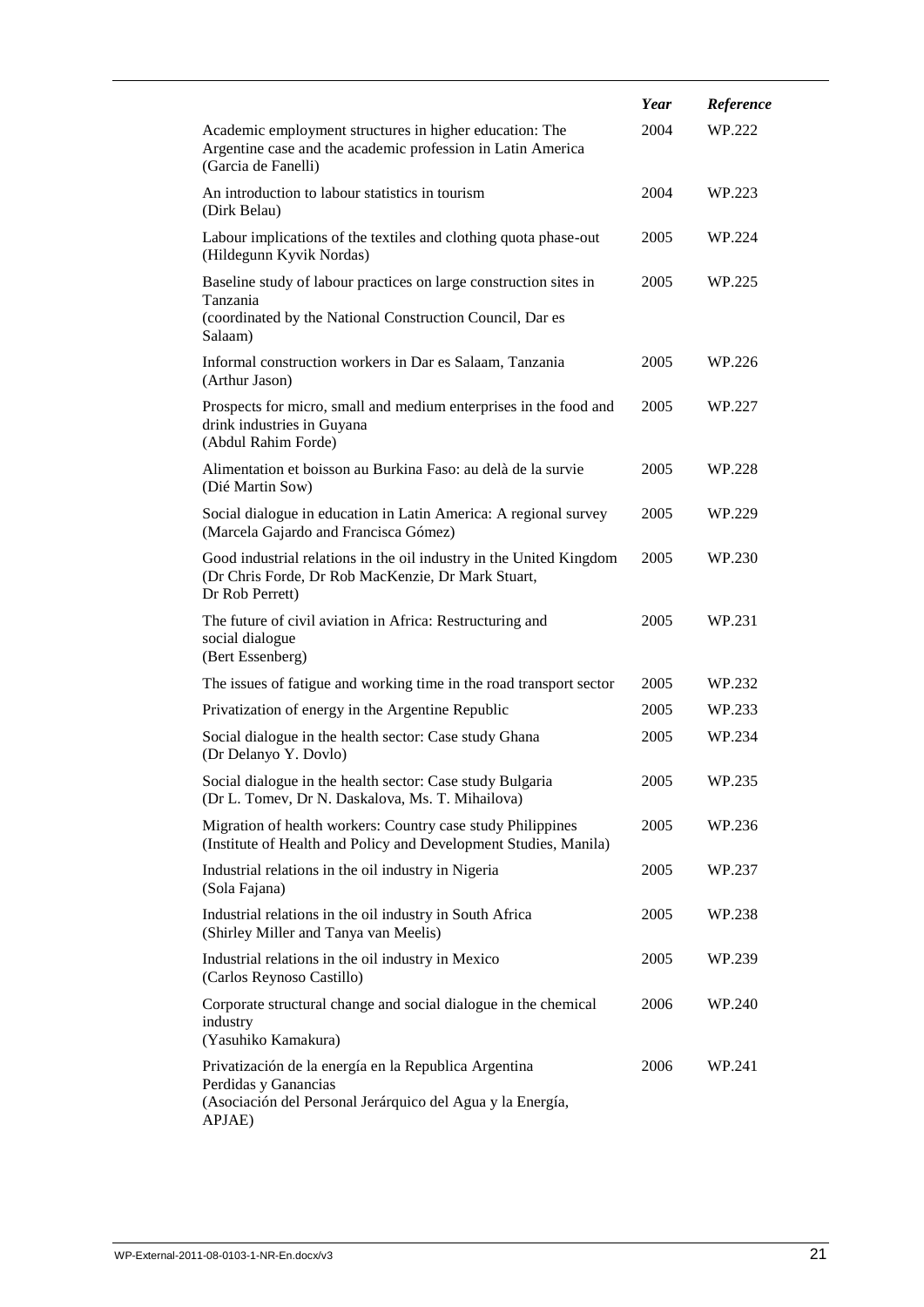| | *Year* | *Reference* |
|---|---|---|
| Academic employment structures in higher education: The Argentine case and the academic profession in Latin America (Garcia de Fanelli) | 2004 | WP.222 |
| An introduction to labour statistics in tourism (Dirk Belau) | 2004 | WP.223 |
| Labour implications of the textiles and clothing quota phase-out (Hildegunn Kyvik Nordas) | 2005 | WP.224 |
| Baseline study of labour practices on large construction sites in Tanzania (coordinated by the National Construction Council, Dar es Salaam) | 2005 | WP.225 |
| Informal construction workers in Dar es Salaam, Tanzania (Arthur Jason) | 2005 | WP.226 |
| Prospects for micro, small and medium enterprises in the food and drink industries in Guyana (Abdul Rahim Forde) | 2005 | WP.227 |
| Alimentation et boisson au Burkina Faso: au delà de la survie (Dié Martin Sow) | 2005 | WP.228 |
| Social dialogue in education in Latin America: A regional survey (Marcela Gajardo and Francisca Gómez) | 2005 | WP.229 |
| Good industrial relations in the oil industry in the United Kingdom (Dr Chris Forde, Dr Rob MacKenzie, Dr Mark Stuart, Dr Rob Perrett) | 2005 | WP.230 |
| The future of civil aviation in Africa: Restructuring and social dialogue (Bert Essenberg) | 2005 | WP.231 |
| The issues of fatigue and working time in the road transport sector | 2005 | WP.232 |
| Privatization of energy in the Argentine Republic | 2005 | WP.233 |
| Social dialogue in the health sector: Case study Ghana (Dr Delanyo Y. Dovlo) | 2005 | WP.234 |
| Social dialogue in the health sector: Case study Bulgaria (Dr L. Tomev, Dr N. Daskalova, Ms. T. Mihailova) | 2005 | WP.235 |
| Migration of health workers: Country case study Philippines (Institute of Health and Policy and Development Studies, Manila) | 2005 | WP.236 |
| Industrial relations in the oil industry in Nigeria (Sola Fajana) | 2005 | WP.237 |
| Industrial relations in the oil industry in South Africa (Shirley Miller and Tanya van Meelis) | 2005 | WP.238 |
| Industrial relations in the oil industry in Mexico (Carlos Reynoso Castillo) | 2005 | WP.239 |
| Corporate structural change and social dialogue in the chemical industry (Yasuhiko Kamakura) | 2006 | WP.240 |
| Privatización de la energía en la Republica Argentina Perdidas y Ganancias (Asociación del Personal Jerárquico del Agua y la Energía, APJAE) | 2006 | WP.241 |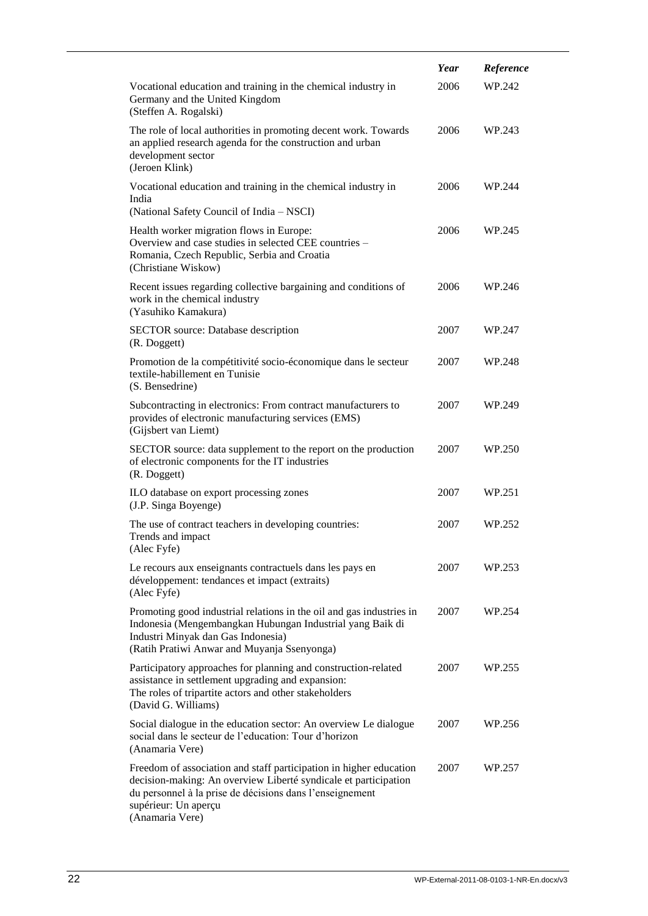| | *Year* | *Reference* |
|---|---|---|
| Vocational education and training in the chemical industry in Germany and the United Kingdom (Steffen A. Rogalski) | 2006 | WP.242 |
| The role of local authorities in promoting decent work. Towards an applied research agenda for the construction and urban development sector (Jeroen Klink) | 2006 | WP.243 |
| Vocational education and training in the chemical industry in India (National Safety Council of India – NSCI) | 2006 | WP.244 |
| Health worker migration flows in Europe: Overview and case studies in selected CEE countries – Romania, Czech Republic, Serbia and Croatia (Christiane Wiskow) | 2006 | WP.245 |
| Recent issues regarding collective bargaining and conditions of work in the chemical industry (Yasuhiko Kamakura) | 2006 | WP.246 |
| SECTOR source: Database description (R. Doggett) | 2007 | WP.247 |
| Promotion de la compétitivité socio-économique dans le secteur textile-habillement en Tunisie (S. Bensedrine) | 2007 | WP.248 |
| Subcontracting in electronics: From contract manufacturers to provides of electronic manufacturing services (EMS) (Gijsbert van Liemt) | 2007 | WP.249 |
| SECTOR source: data supplement to the report on the production of electronic components for the IT industries (R. Doggett) | 2007 | WP.250 |
| ILO database on export processing zones (J.P. Singa Boyenge) | 2007 | WP.251 |
| The use of contract teachers in developing countries: Trends and impact (Alec Fyfe) | 2007 | WP.252 |
| Le recours aux enseignants contractuels dans les pays en développement: tendances et impact (extraits) (Alec Fyfe) | 2007 | WP.253 |
| Promoting good industrial relations in the oil and gas industries in Indonesia (Mengembangkan Hubungan Industrial yang Baik di Industri Minyak dan Gas Indonesia) (Ratih Pratiwi Anwar and Muyanja Ssenyonga) | 2007 | WP.254 |
| Participatory approaches for planning and construction-related assistance in settlement upgrading and expansion: The roles of tripartite actors and other stakeholders (David G. Williams) | 2007 | WP.255 |
| Social dialogue in the education sector: An overview Le dialogue social dans le secteur de l'education: Tour d'horizon (Anamaria Vere) | 2007 | WP.256 |
| Freedom of association and staff participation in higher education decision-making: An overview Liberté syndicale et participation du personnel à la prise de décisions dans l'enseignement supérieur: Un aperçu (Anamaria Vere) | 2007 | WP.257 |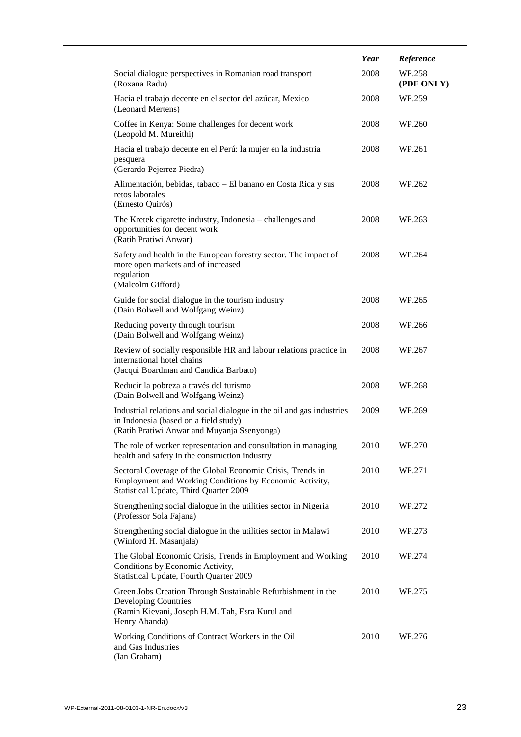| | *Year* | *Reference* |
|---|---|---|
| Social dialogue perspectives in Romanian road transport (Roxana Radu) | 2008 | WP.258 **(PDF ONLY)** |
| Hacia el trabajo decente en el sector del azúcar, Mexico (Leonard Mertens) | 2008 | WP.259 |
| Coffee in Kenya: Some challenges for decent work (Leopold M. Mureithi) | 2008 | WP.260 |
| Hacia el trabajo decente en el Perú: la mujer en la industria pesquera (Gerardo Pejerrez Piedra) | 2008 | WP.261 |
| Alimentación, bebidas, tabaco – El banano en Costa Rica y sus retos laborales (Ernesto Quirós) | 2008 | WP.262 |
| The Kretek cigarette industry, Indonesia – challenges and opportunities for decent work (Ratih Pratiwi Anwar) | 2008 | WP.263 |
| Safety and health in the European forestry sector. The impact of more open markets and of increased regulation (Malcolm Gifford) | 2008 | WP.264 |
| Guide for social dialogue in the tourism industry (Dain Bolwell and Wolfgang Weinz) | 2008 | WP.265 |
| Reducing poverty through tourism (Dain Bolwell and Wolfgang Weinz) | 2008 | WP.266 |
| Review of socially responsible HR and labour relations practice in international hotel chains (Jacqui Boardman and Candida Barbato) | 2008 | WP.267 |
| Reducir la pobreza a través del turismo (Dain Bolwell and Wolfgang Weinz) | 2008 | WP.268 |
| Industrial relations and social dialogue in the oil and gas industries in Indonesia (based on a field study) (Ratih Pratiwi Anwar and Muyanja Ssenyonga) | 2009 | WP.269 |
| The role of worker representation and consultation in managing health and safety in the construction industry | 2010 | WP.270 |
| Sectoral Coverage of the Global Economic Crisis, Trends in Employment and Working Conditions by Economic Activity, Statistical Update, Third Quarter 2009 | 2010 | WP.271 |
| Strengthening social dialogue in the utilities sector in Nigeria (Professor Sola Fajana) | 2010 | WP.272 |
| Strengthening social dialogue in the utilities sector in Malawi (Winford H. Masanjala) | 2010 | WP.273 |
| The Global Economic Crisis, Trends in Employment and Working Conditions by Economic Activity, Statistical Update, Fourth Quarter 2009 | 2010 | WP.274 |
| Green Jobs Creation Through Sustainable Refurbishment in the Developing Countries (Ramin Kievani, Joseph H.M. Tah, Esra Kurul and Henry Abanda) | 2010 | WP.275 |
| Working Conditions of Contract Workers in the Oil and Gas Industries (Ian Graham) | 2010 | WP.276 |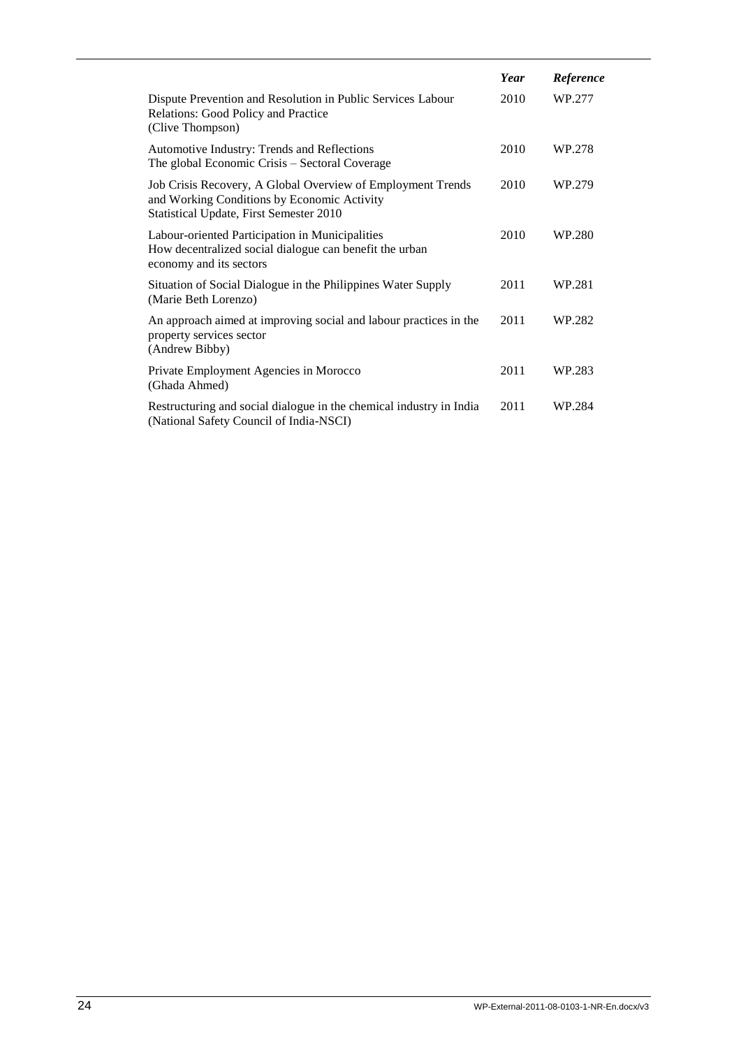| | Year | Reference |
|---|---|---|
| Dispute Prevention and Resolution in Public Services Labour Relations: Good Policy and Practice (Clive Thompson) | 2010 | WP.277 |
| Automotive Industry: Trends and Reflections The global Economic Crisis – Sectoral Coverage | 2010 | WP.278 |
| Job Crisis Recovery, A Global Overview of Employment Trends and Working Conditions by Economic Activity Statistical Update, First Semester 2010 | 2010 | WP.279 |
| Labour-oriented Participation in Municipalities How decentralized social dialogue can benefit the urban economy and its sectors | 2010 | WP.280 |
| Situation of Social Dialogue in the Philippines Water Supply (Marie Beth Lorenzo) | 2011 | WP.281 |
| An approach aimed at improving social and labour practices in the property services sector (Andrew Bibby) | 2011 | WP.282 |
| Private Employment Agencies in Morocco (Ghada Ahmed) | 2011 | WP.283 |
| Restructuring and social dialogue in the chemical industry in India (National Safety Council of India-NSCI) | 2011 | WP.284 |